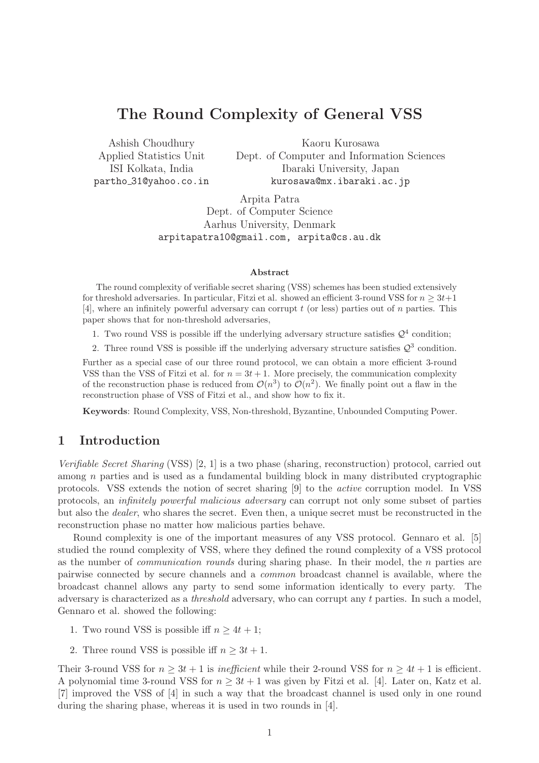# The Round Complexity of General VSS

Ashish Choudhury
Applied Statistics Unit
ISI Kolkata, India
partho_31@yahoo.co.in

Kaoru Kurosawa
Dept. of Computer and Information Sciences
Ibaraki University, Japan
kurosawa@mx.ibaraki.ac.jp

Arpita Patra
Dept. of Computer Science
Aarhus University, Denmark
arpitapatra10@gmail.com, arpita@cs.au.dk

### Abstract

The round complexity of verifiable secret sharing (VSS) schemes has been studied extensively for threshold adversaries. In particular, Fitzi et al. showed an efficient 3-round VSS for $n \geq 3t+1$ [4], where an infinitely powerful adversary can corrupt $t$ (or less) parties out of $n$ parties. This paper shows that for non-threshold adversaries,

1. Two round VSS is possible iff the underlying adversary structure satisfies $\mathcal{Q}^4$ condition;
2. Three round VSS is possible iff the underlying adversary structure satisfies $\mathcal{Q}^3$ condition.

Further as a special case of our three round protocol, we can obtain a more efficient 3-round VSS than the VSS of Fitzi et al. for $n = 3t+1$. More precisely, the communication complexity of the reconstruction phase is reduced from $\mathcal{O}(n^3)$ to $\mathcal{O}(n^2)$. We finally point out a flaw in the reconstruction phase of VSS of Fitzi et al., and show how to fix it.

**Keywords**: Round Complexity, VSS, Non-threshold, Byzantine, Unbounded Computing Power.

## 1 Introduction

*Verifiable Secret Sharing* (VSS) [2, 1] is a two phase (sharing, reconstruction) protocol, carried out among $n$ parties and is used as a fundamental building block in many distributed cryptographic protocols. VSS extends the notion of secret sharing [9] to the *active* corruption model. In VSS protocols, an *infinitely powerful malicious adversary* can corrupt not only some subset of parties but also the *dealer*, who shares the secret. Even then, a unique secret must be reconstructed in the reconstruction phase no matter how malicious parties behave.

Round complexity is one of the important measures of any VSS protocol. Gennaro et al. [5] studied the round complexity of VSS, where they defined the round complexity of a VSS protocol as the number of *communication rounds* during sharing phase. In their model, the $n$ parties are pairwise connected by secure channels and a *common* broadcast channel is available, where the broadcast channel allows any party to send some information identically to every party. The adversary is characterized as a *threshold* adversary, who can corrupt any $t$ parties. In such a model, Gennaro et al. showed the following:

1. Two round VSS is possible iff $n \geq 4t+1$;
2. Three round VSS is possible iff $n \geq 3t+1$.

Their 3-round VSS for $n \geq 3t+1$ is *inefficient* while their 2-round VSS for $n \geq 4t+1$ is efficient. A polynomial time 3-round VSS for $n \geq 3t+1$ was given by Fitzi et al. [4]. Later on, Katz et al. [7] improved the VSS of [4] in such a way that the broadcast channel is used only in one round during the sharing phase, whereas it is used in two rounds in [4].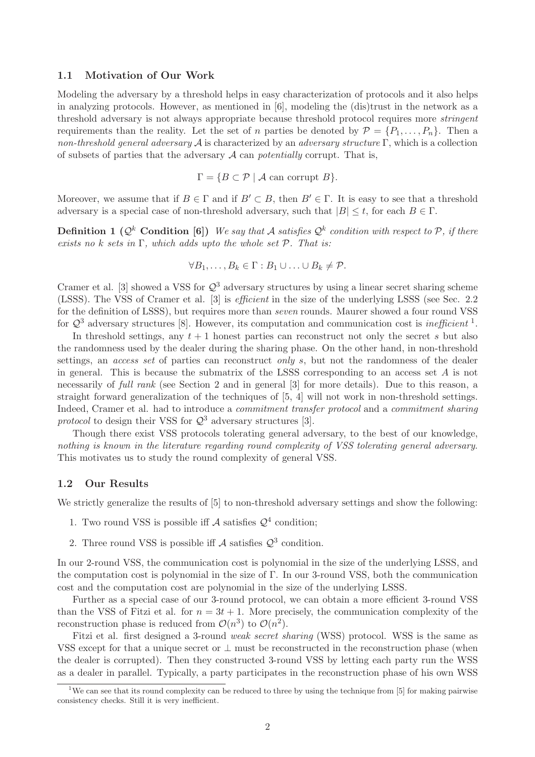### 1.1 Motivation of Our Work

Modeling the adversary by a threshold helps in easy characterization of protocols and it also helps in analyzing protocols. However, as mentioned in [6], modeling the (dis)trust in the network as a threshold adversary is not always appropriate because threshold protocol requires more *stringent* requirements than the reality. Let the set of $n$ parties be denoted by $\mathcal{P} = \{P_1, \ldots, P_n\}$. Then a *non-threshold general adversary* $\mathcal{A}$ is characterized by an *adversary structure* $\Gamma$, which is a collection of subsets of parties that the adversary $\mathcal{A}$ can *potentially* corrupt. That is,

$$\Gamma = \{B \subset \mathcal{P} \mid \mathcal{A} \text{ can corrupt } B\}.$$

Moreover, we assume that if $B \in \Gamma$ and if $B' \subset B$, then $B' \in \Gamma$. It is easy to see that a threshold adversary is a special case of non-threshold adversary, such that $|B| \leq t$, for each $B \in \Gamma$.

**Definition 1 ($\mathcal{Q}^k$ Condition [6])** *We say that $\mathcal{A}$ satisfies $\mathcal{Q}^k$ condition with respect to $\mathcal{P}$, if there exists no $k$ sets in $\Gamma$, which adds upto the whole set $\mathcal{P}$. That is:*

$$\forall B_1, \ldots, B_k \in \Gamma : B_1 \cup \ldots \cup B_k \neq \mathcal{P}.$$

Cramer et al. [3] showed a VSS for $\mathcal{Q}^3$ adversary structures by using a linear secret sharing scheme (LSSS). The VSS of Cramer et al. [3] is *efficient* in the size of the underlying LSSS (see Sec. 2.2 for the definition of LSSS), but requires more than *seven* rounds. Maurer showed a four round VSS for $\mathcal{Q}^3$ adversary structures [8]. However, its computation and communication cost is *inefficient* [1].

In threshold settings, any $t + 1$ honest parties can reconstruct not only the secret $s$ but also the randomness used by the dealer during the sharing phase. On the other hand, in non-threshold settings, an *access set* of parties can reconstruct *only* $s$, but not the randomness of the dealer in general. This is because the submatrix of the LSSS corresponding to an access set $A$ is not necessarily of *full rank* (see Section 2 and in general [3] for more details). Due to this reason, a straight forward generalization of the techniques of [5, 4] will not work in non-threshold settings. Indeed, Cramer et al. had to introduce a *commitment transfer protocol* and a *commitment sharing protocol* to design their VSS for $\mathcal{Q}^3$ adversary structures [3].

Though there exist VSS protocols tolerating general adversary, to the best of our knowledge, *nothing is known in the literature regarding round complexity of VSS tolerating general adversary.* This motivates us to study the round complexity of general VSS.

### 1.2 Our Results

We strictly generalize the results of [5] to non-threshold adversary settings and show the following:

1. Two round VSS is possible iff $\mathcal{A}$ satisfies $\mathcal{Q}^4$ condition;
2. Three round VSS is possible iff $\mathcal{A}$ satisfies $\mathcal{Q}^3$ condition.

In our 2-round VSS, the communication cost is polynomial in the size of the underlying LSSS, and the computation cost is polynomial in the size of $\Gamma$. In our 3-round VSS, both the communication cost and the computation cost are polynomial in the size of the underlying LSSS.

Further as a special case of our 3-round protocol, we can obtain a more efficient 3-round VSS than the VSS of Fitzi et al. for $n = 3t + 1$. More precisely, the communication complexity of the reconstruction phase is reduced from $\mathcal{O}(n^3)$ to $\mathcal{O}(n^2)$.

Fitzi et al. first designed a 3-round *weak secret sharing* (WSS) protocol. WSS is the same as VSS except for that a unique secret or $\perp$ must be reconstructed in the reconstruction phase (when the dealer is corrupted). Then they constructed 3-round VSS by letting each party run the WSS as a dealer in parallel. Typically, a party participates in the reconstruction phase of his own WSS

[1] We can see that its round complexity can be reduced to three by using the technique from [5] for making pairwise consistency checks. Still it is very inefficient.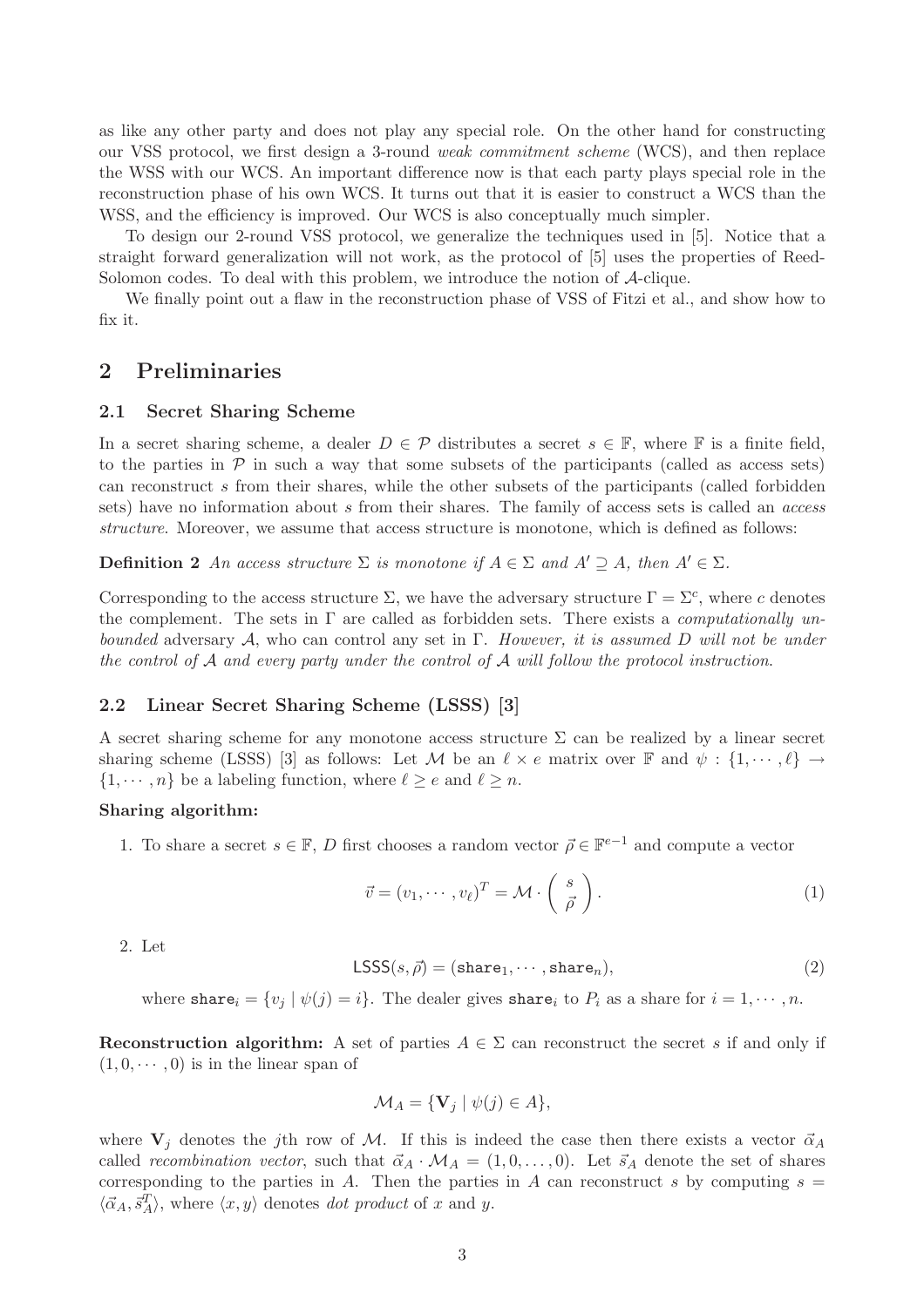as like any other party and does not play any special role. On the other hand for constructing our VSS protocol, we first design a 3-round *weak commitment scheme* (WCS), and then replace the WSS with our WCS. An important difference now is that each party plays special role in the reconstruction phase of his own WCS. It turns out that it is easier to construct a WCS than the WSS, and the efficiency is improved. Our WCS is also conceptually much simpler.

To design our 2-round VSS protocol, we generalize the techniques used in [5]. Notice that a straight forward generalization will not work, as the protocol of [5] uses the properties of Reed-Solomon codes. To deal with this problem, we introduce the notion of $\mathcal{A}$-clique.

We finally point out a flaw in the reconstruction phase of VSS of Fitzi et al., and show how to fix it.

## 2 Preliminaries

### 2.1 Secret Sharing Scheme

In a secret sharing scheme, a dealer $D \in \mathcal{P}$ distributes a secret $s \in \mathbb{F}$, where $\mathbb{F}$ is a finite field, to the parties in $\mathcal{P}$ in such a way that some subsets of the participants (called as access sets) can reconstruct $s$ from their shares, while the other subsets of the participants (called forbidden sets) have no information about $s$ from their shares. The family of access sets is called an *access structure*. Moreover, we assume that access structure is monotone, which is defined as follows:

**Definition 2** *An access structure $\Sigma$ is monotone if $A \in \Sigma$ and $A' \supseteq A$, then $A' \in \Sigma$.*

Corresponding to the access structure $\Sigma$, we have the adversary structure $\Gamma = \Sigma^c$, where $c$ denotes the complement. The sets in $\Gamma$ are called as forbidden sets. There exists a *computationally unbounded* adversary $\mathcal{A}$, who can control any set in $\Gamma$. *However, it is assumed $D$ will not be under the control of $\mathcal{A}$ and every party under the control of $\mathcal{A}$ will follow the protocol instruction.*

### 2.2 Linear Secret Sharing Scheme (LSSS) [3]

A secret sharing scheme for any monotone access structure $\Sigma$ can be realized by a linear secret sharing scheme (LSSS) [3] as follows: Let $\mathcal{M}$ be an $\ell \times e$ matrix over $\mathbb{F}$ and $\psi : \{1, \cdots, \ell\} \rightarrow \{1, \cdots, n\}$ be a labeling function, where $\ell \geq e$ and $\ell \geq n$.

**Sharing algorithm:**

1. To share a secret $s \in \mathbb{F}$, $D$ first chooses a random vector $\vec{\rho} \in \mathbb{F}^{e-1}$ and compute a vector

$$\vec{v} = (v_1, \cdots, v_\ell)^T = \mathcal{M} \cdot \begin{pmatrix} s \\ \vec{\rho} \end{pmatrix}. \tag{1}$$

2. Let

$$\mathsf{LSSS}(s, \vec{\rho}) = (\mathtt{share}_1, \cdots, \mathtt{share}_n), \tag{2}$$

where $\mathtt{share}_i = \{v_j \mid \psi(j) = i\}$. The dealer gives $\mathtt{share}_i$ to $P_i$ as a share for $i = 1, \cdots, n$.

**Reconstruction algorithm:** A set of parties $A \in \Sigma$ can reconstruct the secret $s$ if and only if $(1, 0, \cdots, 0)$ is in the linear span of

$$\mathcal{M}_A = \{\mathbf{V}_j \mid \psi(j) \in A\},$$

where $\mathbf{V}_j$ denotes the $j$th row of $\mathcal{M}$. If this is indeed the case then there exists a vector $\vec{\alpha}_A$ called *recombination vector*, such that $\vec{\alpha}_A \cdot \mathcal{M}_A = (1, 0, \ldots, 0)$. Let $\vec{s}_A$ denote the set of shares corresponding to the parties in $A$. Then the parties in $A$ can reconstruct $s$ by computing $s = \langle \vec{\alpha}_A, \vec{s}_A^T \rangle$, where $\langle x, y \rangle$ denotes *dot product* of $x$ and $y$.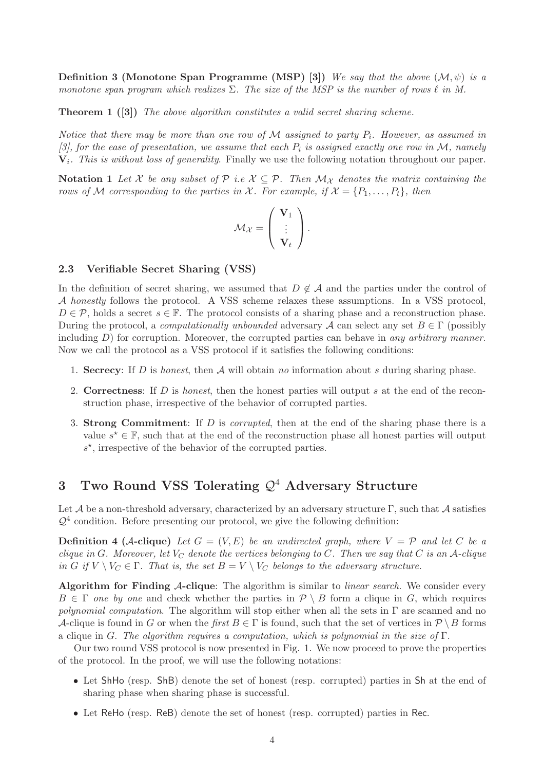**Definition 3 (Monotone Span Programme (MSP) [3])** *We say that the above $(\mathcal{M}, \psi)$ is a monotone span program which realizes $\Sigma$. The size of the MSP is the number of rows $\ell$ in $M$.*

**Theorem 1 ([3])** *The above algorithm constitutes a valid secret sharing scheme.*

*Notice that there may be more than one row of $\mathcal{M}$ assigned to party $P_i$. However, as assumed in [3], for the ease of presentation, we assume that each $P_i$ is assigned exactly one row in $\mathcal{M}$, namely $\mathbf{V}_i$. This is without loss of generality.* Finally we use the following notation throughout our paper.

**Notation 1** *Let $\mathcal{X}$ be any subset of $\mathcal{P}$ i.e $\mathcal{X} \subseteq \mathcal{P}$. Then $\mathcal{M}_{\mathcal{X}}$ denotes the matrix containing the rows of $\mathcal{M}$ corresponding to the parties in $\mathcal{X}$. For example, if $\mathcal{X} = \{P_1, \ldots, P_t\}$, then*

$$\mathcal{M}_{\mathcal{X}} = \begin{pmatrix} \mathbf{V}_1 \\ \vdots \\ \mathbf{V}_t \end{pmatrix}.$$

### 2.3 Verifiable Secret Sharing (VSS)

In the definition of secret sharing, we assumed that $D \notin \mathcal{A}$ and the parties under the control of $\mathcal{A}$ *honestly* follows the protocol. A VSS scheme relaxes these assumptions. In a VSS protocol, $D \in \mathcal{P}$, holds a secret $s \in \mathbb{F}$. The protocol consists of a sharing phase and a reconstruction phase. During the protocol, a *computationally unbounded* adversary $\mathcal{A}$ can select any set $B \in \Gamma$ (possibly including $D$) for corruption. Moreover, the corrupted parties can behave in *any arbitrary manner*. Now we call the protocol as a VSS protocol if it satisfies the following conditions:

1. **Secrecy**: If $D$ is *honest*, then $\mathcal{A}$ will obtain *no* information about $s$ during sharing phase.
2. **Correctness**: If $D$ is *honest*, then the honest parties will output $s$ at the end of the reconstruction phase, irrespective of the behavior of corrupted parties.
3. **Strong Commitment**: If $D$ is *corrupted*, then at the end of the sharing phase there is a value $s^\star \in \mathbb{F}$, such that at the end of the reconstruction phase all honest parties will output $s^\star$, irrespective of the behavior of the corrupted parties.

## 3 Two Round VSS Tolerating $\mathcal{Q}^4$ Adversary Structure

Let $\mathcal{A}$ be a non-threshold adversary, characterized by an adversary structure $\Gamma$, such that $\mathcal{A}$ satisfies $\mathcal{Q}^4$ condition. Before presenting our protocol, we give the following definition:

**Definition 4 ($\mathcal{A}$-clique)** *Let $G = (V, E)$ be an undirected graph, where $V = \mathcal{P}$ and let $C$ be a clique in $G$. Moreover, let $V_C$ denote the vertices belonging to $C$. Then we say that $C$ is an $\mathcal{A}$-clique in $G$ if $V \setminus V_C \in \Gamma$. That is, the set $B = V \setminus V_C$ belongs to the adversary structure.*

**Algorithm for Finding $\mathcal{A}$-clique**: The algorithm is similar to *linear search*. We consider every $B \in \Gamma$ *one by one* and check whether the parties in $\mathcal{P} \setminus B$ form a clique in $G$, which requires *polynomial computation*. The algorithm will stop either when all the sets in $\Gamma$ are scanned and no $\mathcal{A}$-clique is found in $G$ or when the *first* $B \in \Gamma$ is found, such that the set of vertices in $\mathcal{P} \setminus B$ forms a clique in $G$. *The algorithm requires a computation, which is polynomial in the size of* $\Gamma$.

Our two round VSS protocol is now presented in Fig. 1. We now proceed to prove the properties of the protocol. In the proof, we will use the following notations:

- Let ShHo (resp. ShB) denote the set of honest (resp. corrupted) parties in Sh at the end of sharing phase when sharing phase is successful.
- Let ReHo (resp. ReB) denote the set of honest (resp. corrupted) parties in Rec.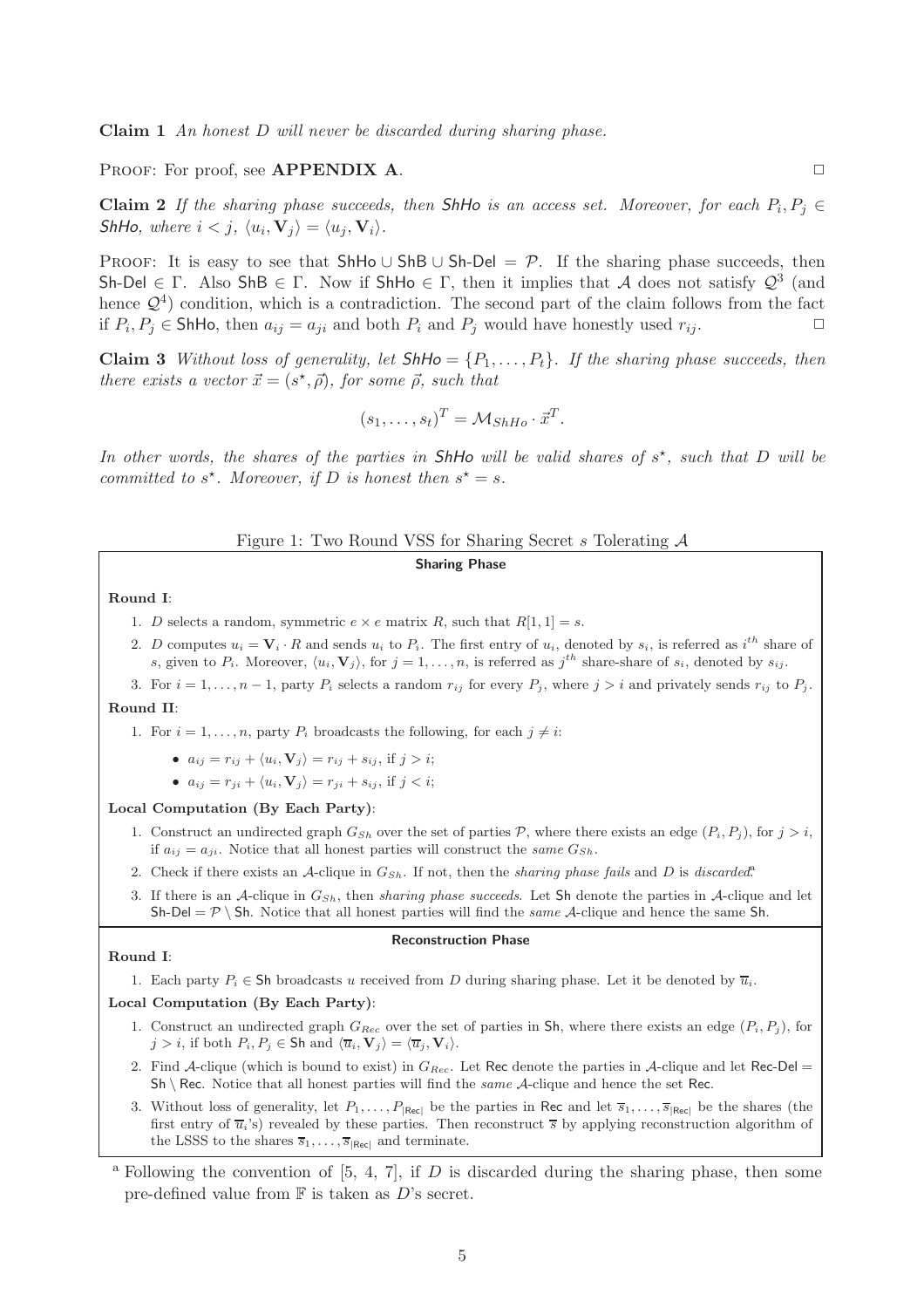**Claim 1** *An honest $D$ will never be discarded during sharing phase.*

PROOF: For proof, see **APPENDIX A**. □

**Claim 2** *If the sharing phase succeeds, then* ShHo *is an access set. Moreover, for each $P_i, P_j \in$ ShHo, where $i < j$, $\langle u_i, \mathbf{V}_j \rangle = \langle u_j, \mathbf{V}_i \rangle$.*

PROOF: It is easy to see that $\mathsf{ShHo} \cup \mathsf{ShB} \cup \mathsf{Sh\text{-}Del} = \mathcal{P}$. If the sharing phase succeeds, then $\mathsf{Sh\text{-}Del} \in \Gamma$. Also $\mathsf{ShB} \in \Gamma$. Now if $\mathsf{ShHo} \in \Gamma$, then it implies that $\mathcal{A}$ does not satisfy $\mathcal{Q}^3$ (and hence $\mathcal{Q}^4$) condition, which is a contradiction. The second part of the claim follows from the fact if $P_i, P_j \in \mathsf{ShHo}$, then $a_{ij} = a_{ji}$ and both $P_i$ and $P_j$ would have honestly used $r_{ij}$. □

**Claim 3** *Without loss of generality, let* $\mathsf{ShHo} = \{P_1, \ldots, P_t\}$. *If the sharing phase succeeds, then there exists a vector $\vec{x} = (s^\star, \vec{\rho})$, for some $\vec{\rho}$, such that*

$$(s_1, \ldots, s_t)^T = \mathcal{M}_{ShHo} \cdot \vec{x}^T.$$

*In other words, the shares of the parties in* ShHo *will be valid shares of $s^\star$, such that $D$ will be committed to $s^\star$. Moreover, if $D$ is honest then $s^\star = s$.*

Figure 1: Two Round VSS for Sharing Secret $s$ Tolerating $\mathcal{A}$

**Sharing Phase**

**Round I**:

1. $D$ selects a random, symmetric $e \times e$ matrix $R$, such that $R[1, 1] = s$.
2. $D$ computes $u_i = \mathbf{V}_i \cdot R$ and sends $u_i$ to $P_i$. The first entry of $u_i$, denoted by $s_i$, is referred as $i^{th}$ share of $s$, given to $P_i$. Moreover, $\langle u_i, \mathbf{V}_j \rangle$, for $j = 1, \ldots, n$, is referred as $j^{th}$ share-share of $s_i$, denoted by $s_{ij}$.
3. For $i = 1, \ldots, n-1$, party $P_i$ selects a random $r_{ij}$ for every $P_j$, where $j > i$ and privately sends $r_{ij}$ to $P_j$.

**Round II**:

1. For $i = 1, \ldots, n$, party $P_i$ broadcasts the following, for each $j \neq i$:
   - $a_{ij} = r_{ij} + \langle u_i, \mathbf{V}_j \rangle = r_{ij} + s_{ij}$, if $j > i$;
   - $a_{ij} = r_{ji} + \langle u_i, \mathbf{V}_j \rangle = r_{ji} + s_{ij}$, if $j < i$;

**Local Computation (By Each Party)**:

1. Construct an undirected graph $G_{Sh}$ over the set of parties $\mathcal{P}$, where there exists an edge $(P_i, P_j)$, for $j > i$, if $a_{ij} = a_{ji}$. Notice that all honest parties will construct the *same* $G_{Sh}$.
2. Check if there exists an $\mathcal{A}$-clique in $G_{Sh}$. If not, then the *sharing phase fails* and $D$ is *discarded*[a]
3. If there is an $\mathcal{A}$-clique in $G_{Sh}$, then *sharing phase succeeds*. Let Sh denote the parties in $\mathcal{A}$-clique and let $\mathsf{Sh\text{-}Del} = \mathcal{P} \setminus \mathsf{Sh}$. Notice that all honest parties will find the *same* $\mathcal{A}$-clique and hence the same Sh.

**Reconstruction Phase**

**Round I**:

1. Each party $P_i \in \mathsf{Sh}$ broadcasts $u$ received from $D$ during sharing phase. Let it be denoted by $\overline{u}_i$.

**Local Computation (By Each Party)**:

1. Construct an undirected graph $G_{Rec}$ over the set of parties in Sh, where there exists an edge $(P_i, P_j)$, for $j > i$, if both $P_i, P_j \in \mathsf{Sh}$ and $\langle \overline{u}_i, \mathbf{V}_j \rangle = \langle \overline{u}_j, \mathbf{V}_i \rangle$.
2. Find $\mathcal{A}$-clique (which is bound to exist) in $G_{Rec}$. Let Rec denote the parties in $\mathcal{A}$-clique and let $\mathsf{Rec\text{-}Del} = \mathsf{Sh} \setminus \mathsf{Rec}$. Notice that all honest parties will find the *same* $\mathcal{A}$-clique and hence the set Rec.
3. Without loss of generality, let $P_1, \ldots, P_{|\mathsf{Rec}|}$ be the parties in Rec and let $\overline{s}_1, \ldots, \overline{s}_{|\mathsf{Rec}|}$ be the shares (the first entry of $\overline{u}_i$'s) revealed by these parties. Then reconstruct $\overline{s}$ by applying reconstruction algorithm of the LSSS to the shares $\overline{s}_1, \ldots, \overline{s}_{|\mathsf{Rec}|}$ and terminate.

[a] Following the convention of [5, 4, 7], if $D$ is discarded during the sharing phase, then some pre-defined value from $\mathbb{F}$ is taken as $D$'s secret.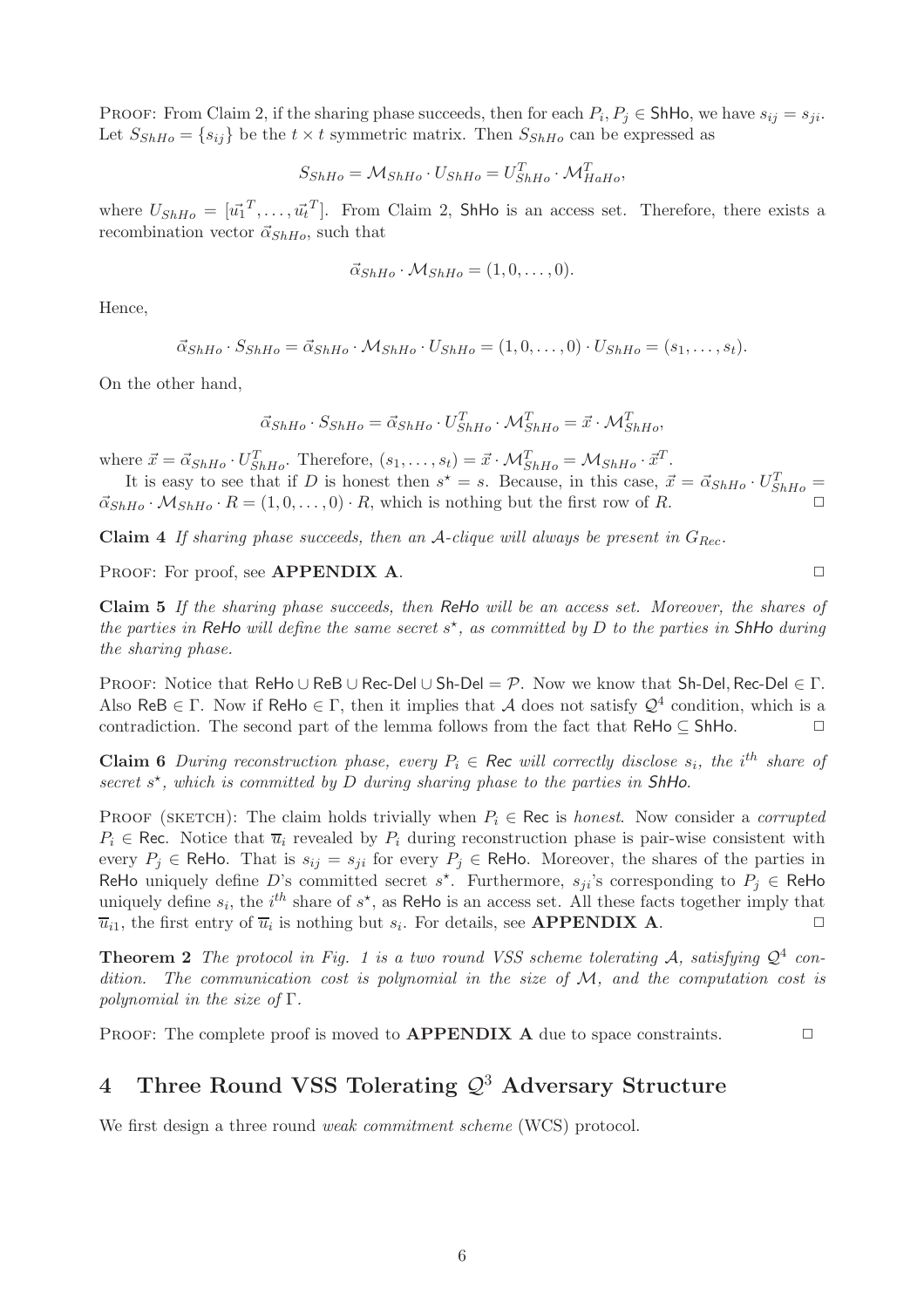PROOF: From Claim 2, if the sharing phase succeeds, then for each $P_i, P_j \in$ ShHo, we have $s_{ij} = s_{ji}$. Let $S_{ShHo} = \{s_{ij}\}$ be the $t \times t$ symmetric matrix. Then $S_{ShHo}$ can be expressed as

$$S_{ShHo} = \mathcal{M}_{ShHo} \cdot U_{ShHo} = U_{ShHo}^T \cdot \mathcal{M}_{HaHo}^T,$$

where $U_{ShHo} = [\vec{u_1}^T, \ldots, \vec{u_t}^T]$. From Claim 2, ShHo is an access set. Therefore, there exists a recombination vector $\vec{\alpha}_{ShHo}$, such that

$$\vec{\alpha}_{ShHo} \cdot \mathcal{M}_{ShHo} = (1, 0, \ldots, 0).$$

Hence,

$$\vec{\alpha}_{ShHo} \cdot S_{ShHo} = \vec{\alpha}_{ShHo} \cdot \mathcal{M}_{ShHo} \cdot U_{ShHo} = (1, 0, \ldots, 0) \cdot U_{ShHo} = (s_1, \ldots, s_t).$$

On the other hand,

$$\vec{\alpha}_{ShHo} \cdot S_{ShHo} = \vec{\alpha}_{ShHo} \cdot U_{ShHo}^T \cdot \mathcal{M}_{ShHo}^T = \vec{x} \cdot \mathcal{M}_{ShHo}^T,$$

where $\vec{x} = \vec{\alpha}_{ShHo} \cdot U_{ShHo}^T$. Therefore, $(s_1, \ldots, s_t) = \vec{x} \cdot \mathcal{M}_{ShHo}^T = \mathcal{M}_{ShHo} \cdot \vec{x}^T$.

It is easy to see that if $D$ is honest then $s^\star = s$. Because, in this case, $\vec{x} = \vec{\alpha}_{ShHo} \cdot U_{ShHo}^T = \vec{\alpha}_{ShHo} \cdot \mathcal{M}_{ShHo} \cdot R = (1, 0, \ldots, 0) \cdot R$, which is nothing but the first row of $R$. □

**Claim 4** *If sharing phase succeeds, then an $\mathcal{A}$-clique will always be present in $G_{Rec}$.*

PROOF: For proof, see **APPENDIX A**. □

**Claim 5** *If the sharing phase succeeds, then ReHo will be an access set. Moreover, the shares of the parties in ReHo will define the same secret $s^\star$, as committed by $D$ to the parties in ShHo during the sharing phase.*

PROOF: Notice that ReHo $\cup$ ReB $\cup$ Rec-Del $\cup$ Sh-Del $= \mathcal{P}$. Now we know that Sh-Del, Rec-Del $\in \Gamma$. Also ReB $\in \Gamma$. Now if ReHo $\in \Gamma$, then it implies that $\mathcal{A}$ does not satisfy $\mathcal{Q}^4$ condition, which is a contradiction. The second part of the lemma follows from the fact that ReHo $\subseteq$ ShHo. □

**Claim 6** *During reconstruction phase, every $P_i \in$ Rec will correctly disclose $s_i$, the $i^{th}$ share of secret $s^\star$, which is committed by $D$ during sharing phase to the parties in ShHo.*

PROOF (SKETCH): The claim holds trivially when $P_i \in$ Rec is *honest*. Now consider a *corrupted* $P_i \in$ Rec. Notice that $\overline{u}_i$ revealed by $P_i$ during reconstruction phase is pair-wise consistent with every $P_j \in$ ReHo. That is $s_{ij} = s_{ji}$ for every $P_j \in$ ReHo. Moreover, the shares of the parties in ReHo uniquely define $D$'s committed secret $s^\star$. Furthermore, $s_{ji}$'s corresponding to $P_j \in$ ReHo uniquely define $s_i$, the $i^{th}$ share of $s^\star$, as ReHo is an access set. All these facts together imply that $\overline{u}_{i1}$, the first entry of $\overline{u}_i$ is nothing but $s_i$. For details, see **APPENDIX A**. □

**Theorem 2** *The protocol in Fig. 1 is a two round VSS scheme tolerating $\mathcal{A}$, satisfying $\mathcal{Q}^4$ condition. The communication cost is polynomial in the size of $\mathcal{M}$, and the computation cost is polynomial in the size of $\Gamma$.*

PROOF: The complete proof is moved to **APPENDIX A** due to space constraints. □

# 4 Three Round VSS Tolerating $\mathcal{Q}^3$ Adversary Structure

We first design a three round *weak commitment scheme* (WCS) protocol.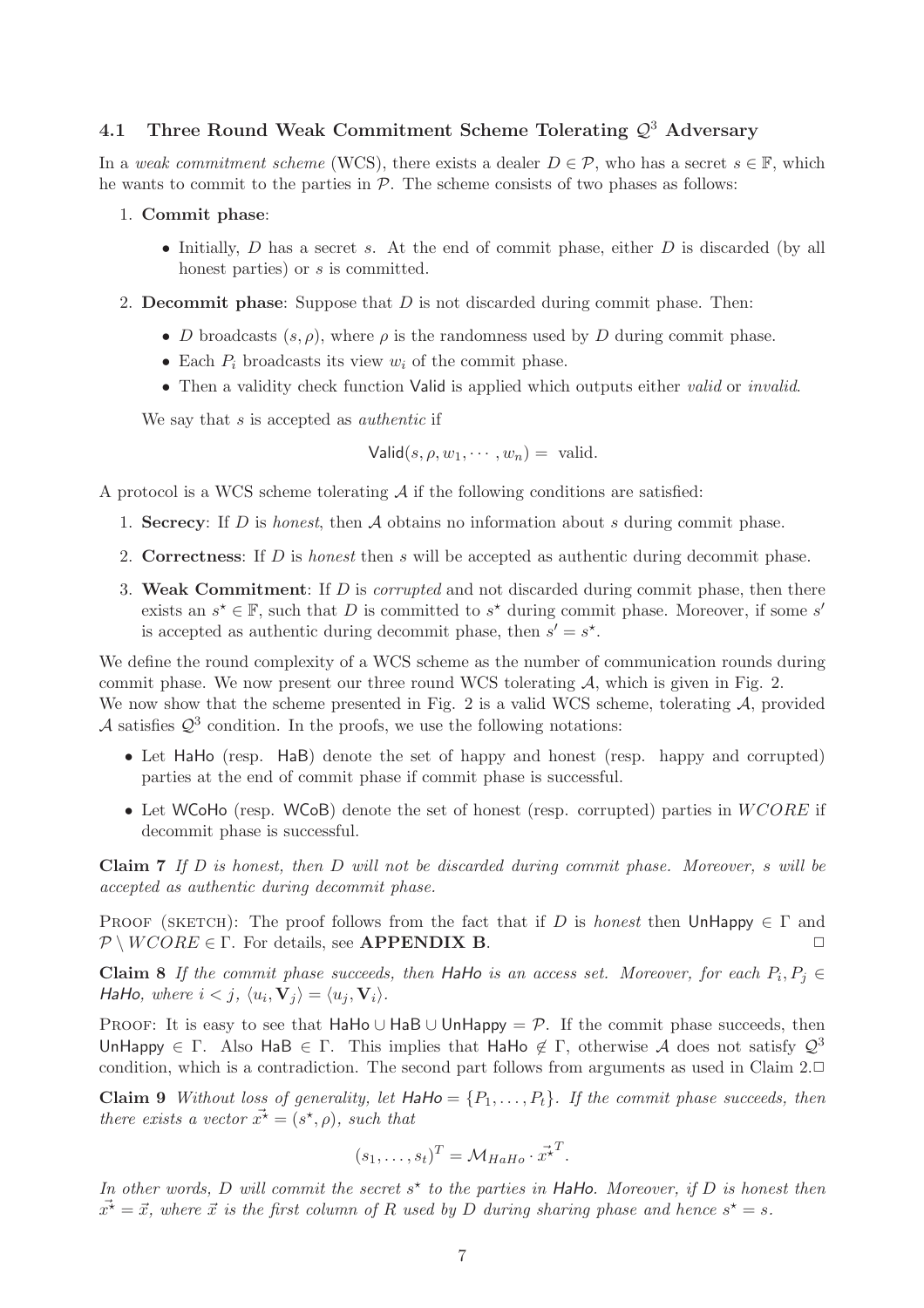### 4.1 Three Round Weak Commitment Scheme Tolerating $\mathcal{Q}^3$ Adversary

In a *weak commitment scheme* (WCS), there exists a dealer $D \in \mathcal{P}$, who has a secret $s \in \mathbb{F}$, which he wants to commit to the parties in $\mathcal{P}$. The scheme consists of two phases as follows:

1. **Commit phase**:
   - Initially, $D$ has a secret $s$. At the end of commit phase, either $D$ is discarded (by all honest parties) or $s$ is committed.
2. **Decommit phase**: Suppose that $D$ is not discarded during commit phase. Then:
   - $D$ broadcasts $(s, \rho)$, where $\rho$ is the randomness used by $D$ during commit phase.
   - Each $P_i$ broadcasts its view $w_i$ of the commit phase.
   - Then a validity check function $\mathsf{Valid}$ is applied which outputs either *valid* or *invalid*.

   We say that $s$ is accepted as *authentic* if

$$\mathsf{Valid}(s, \rho, w_1, \cdots, w_n) = \text{ valid.}$$

A protocol is a WCS scheme tolerating $\mathcal{A}$ if the following conditions are satisfied:

1. **Secrecy**: If $D$ is *honest*, then $\mathcal{A}$ obtains no information about $s$ during commit phase.
2. **Correctness**: If $D$ is *honest* then $s$ will be accepted as authentic during decommit phase.
3. **Weak Commitment**: If $D$ is *corrupted* and not discarded during commit phase, then there exists an $s^\star \in \mathbb{F}$, such that $D$ is committed to $s^\star$ during commit phase. Moreover, if some $s'$ is accepted as authentic during decommit phase, then $s' = s^\star$.

We define the round complexity of a WCS scheme as the number of communication rounds during commit phase. We now present our three round WCS tolerating $\mathcal{A}$, which is given in Fig. 2.
We now show that the scheme presented in Fig. 2 is a valid WCS scheme, tolerating $\mathcal{A}$, provided $\mathcal{A}$ satisfies $\mathcal{Q}^3$ condition. In the proofs, we use the following notations:

- Let $\mathsf{HaHo}$ (resp. $\mathsf{HaB}$) denote the set of happy and honest (resp. happy and corrupted) parties at the end of commit phase if commit phase is successful.
- Let $\mathsf{WCoHo}$ (resp. $\mathsf{WCoB}$) denote the set of honest (resp. corrupted) parties in $WCORE$ if decommit phase is successful.

**Claim 7** *If $D$ is honest, then $D$ will not be discarded during commit phase. Moreover, $s$ will be accepted as authentic during decommit phase.*

Proof (sketch): The proof follows from the fact that if $D$ is *honest* then $\mathsf{UnHappy} \in \Gamma$ and $\mathcal{P} \setminus WCORE \in \Gamma$. For details, see **APPENDIX B**. □

**Claim 8** *If the commit phase succeeds, then $\mathsf{HaHo}$ is an access set. Moreover, for each $P_i, P_j \in \mathsf{HaHo}$, where $i < j$, $\langle u_i, \mathbf{V}_j \rangle = \langle u_j, \mathbf{V}_i \rangle$.*

Proof: It is easy to see that $\mathsf{HaHo} \cup \mathsf{HaB} \cup \mathsf{UnHappy} = \mathcal{P}$. If the commit phase succeeds, then $\mathsf{UnHappy} \in \Gamma$. Also $\mathsf{HaB} \in \Gamma$. This implies that $\mathsf{HaHo} \notin \Gamma$, otherwise $\mathcal{A}$ does not satisfy $\mathcal{Q}^3$ condition, which is a contradiction. The second part follows from arguments as used in Claim 2. □

**Claim 9** *Without loss of generality, let $\mathsf{HaHo} = \{P_1, \ldots, P_t\}$. If the commit phase succeeds, then there exists a vector $\vec{x^\star} = (s^\star, \rho)$, such that*

$$(s_1, \ldots, s_t)^T = \mathcal{M}_{HaHo} \cdot \vec{x^\star}^T.$$

*In other words, $D$ will commit the secret $s^\star$ to the parties in $\mathsf{HaHo}$. Moreover, if $D$ is honest then $\vec{x^\star} = \vec{x}$, where $\vec{x}$ is the first column of $R$ used by $D$ during sharing phase and hence $s^\star = s$.*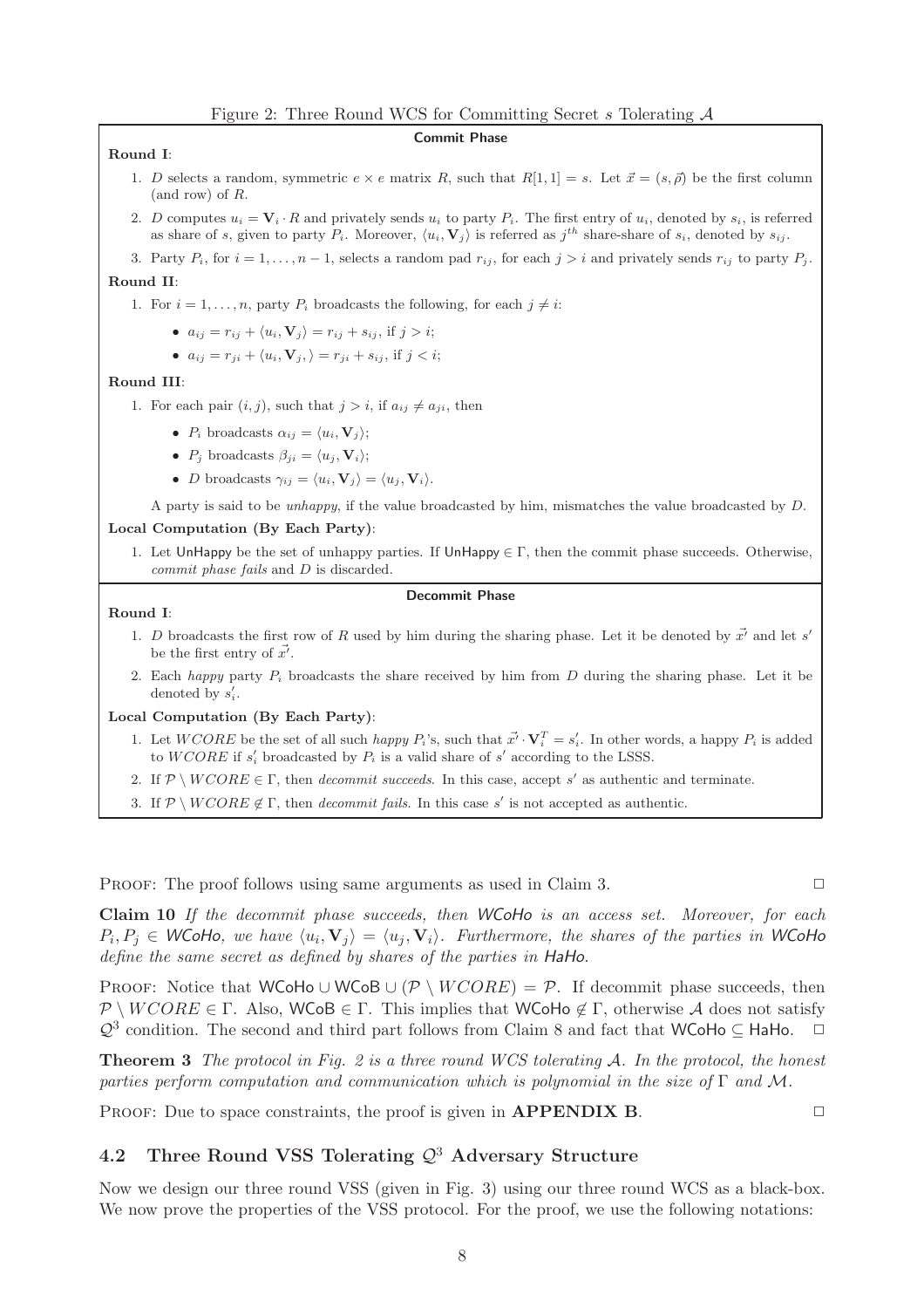Figure 2: Three Round WCS for Committing Secret $s$ Tolerating $\mathcal{A}$

**Commit Phase**

**Round I**:

1. $D$ selects a random, symmetric $e \times e$ matrix $R$, such that $R[1,1] = s$. Let $\vec{x} = (s, \vec{\rho})$ be the first column (and row) of $R$.
2. $D$ computes $u_i = \mathbf{V}_i \cdot R$ and privately sends $u_i$ to party $P_i$. The first entry of $u_i$, denoted by $s_i$, is referred as share of $s$, given to party $P_i$. Moreover, $\langle u_i, \mathbf{V}_j \rangle$ is referred as $j^{th}$ share-share of $s_i$, denoted by $s_{ij}$.
3. Party $P_i$, for $i = 1, \ldots, n-1$, selects a random pad $r_{ij}$, for each $j > i$ and privately sends $r_{ij}$ to party $P_j$.

**Round II**:

1. For $i = 1, \ldots, n$, party $P_i$ broadcasts the following, for each $j \neq i$:
   - $a_{ij} = r_{ij} + \langle u_i, \mathbf{V}_j \rangle = r_{ij} + s_{ij}$, if $j > i$;
   - $a_{ij} = r_{ji} + \langle u_i, \mathbf{V}_j, \rangle = r_{ji} + s_{ij}$, if $j < i$;

**Round III**:

1. For each pair $(i, j)$, such that $j > i$, if $a_{ij} \neq a_{ji}$, then
   - $P_i$ broadcasts $\alpha_{ij} = \langle u_i, \mathbf{V}_j \rangle$;
   - $P_j$ broadcasts $\beta_{ji} = \langle u_j, \mathbf{V}_i \rangle$;
   - $D$ broadcasts $\gamma_{ij} = \langle u_i, \mathbf{V}_j \rangle = \langle u_j, \mathbf{V}_i \rangle$.

   A party is said to be *unhappy*, if the value broadcasted by him, mismatches the value broadcasted by $D$.

**Local Computation (By Each Party)**:

1. Let UnHappy be the set of unhappy parties. If UnHappy $\in \Gamma$, then the commit phase succeeds. Otherwise, *commit phase fails* and $D$ is discarded.

**Decommit Phase**

**Round I**:

1. $D$ broadcasts the first row of $R$ used by him during the sharing phase. Let it be denoted by $\vec{x'}$ and let $s'$ be the first entry of $\vec{x'}$.
2. Each *happy* party $P_i$ broadcasts the share received by him from $D$ during the sharing phase. Let it be denoted by $s'_i$.

**Local Computation (By Each Party)**:

1. Let $WCORE$ be the set of all such *happy* $P_i$'s, such that $\vec{x'} \cdot \mathbf{V}_i^T = s'_i$. In other words, a happy $P_i$ is added to $WCORE$ if $s'_i$ broadcasted by $P_i$ is a valid share of $s'$ according to the LSSS.
2. If $\mathcal{P} \setminus WCORE \in \Gamma$, then *decommit succeeds*. In this case, accept $s'$ as authentic and terminate.
3. If $\mathcal{P} \setminus WCORE \notin \Gamma$, then *decommit fails*. In this case $s'$ is not accepted as authentic.

PROOF: The proof follows using same arguments as used in Claim 3. $\square$

**Claim 10** *If the decommit phase succeeds, then* WCoHo *is an access set. Moreover, for each $P_i, P_j \in$* WCoHo*, we have $\langle u_i, \mathbf{V}_j \rangle = \langle u_j, \mathbf{V}_i \rangle$. Furthermore, the shares of the parties in* WCoHo *define the same secret as defined by shares of the parties in* HaHo*.*

PROOF: Notice that WCoHo $\cup$ WCoB $\cup$ $(\mathcal{P} \setminus WCORE) = \mathcal{P}$. If decommit phase succeeds, then $\mathcal{P} \setminus WCORE \in \Gamma$. Also, WCoB $\in \Gamma$. This implies that WCoHo $\notin \Gamma$, otherwise $\mathcal{A}$ does not satisfy $\mathcal{Q}^3$ condition. The second and third part follows from Claim 8 and fact that WCoHo $\subseteq$ HaHo. $\square$

**Theorem 3** *The protocol in Fig. 2 is a three round WCS tolerating $\mathcal{A}$. In the protocol, the honest parties perform computation and communication which is polynomial in the size of $\Gamma$ and $\mathcal{M}$.*

PROOF: Due to space constraints, the proof is given in **APPENDIX B**. $\square$

## 4.2 Three Round VSS Tolerating $\mathcal{Q}^3$ Adversary Structure

Now we design our three round VSS (given in Fig. 3) using our three round WCS as a black-box. We now prove the properties of the VSS protocol. For the proof, we use the following notations: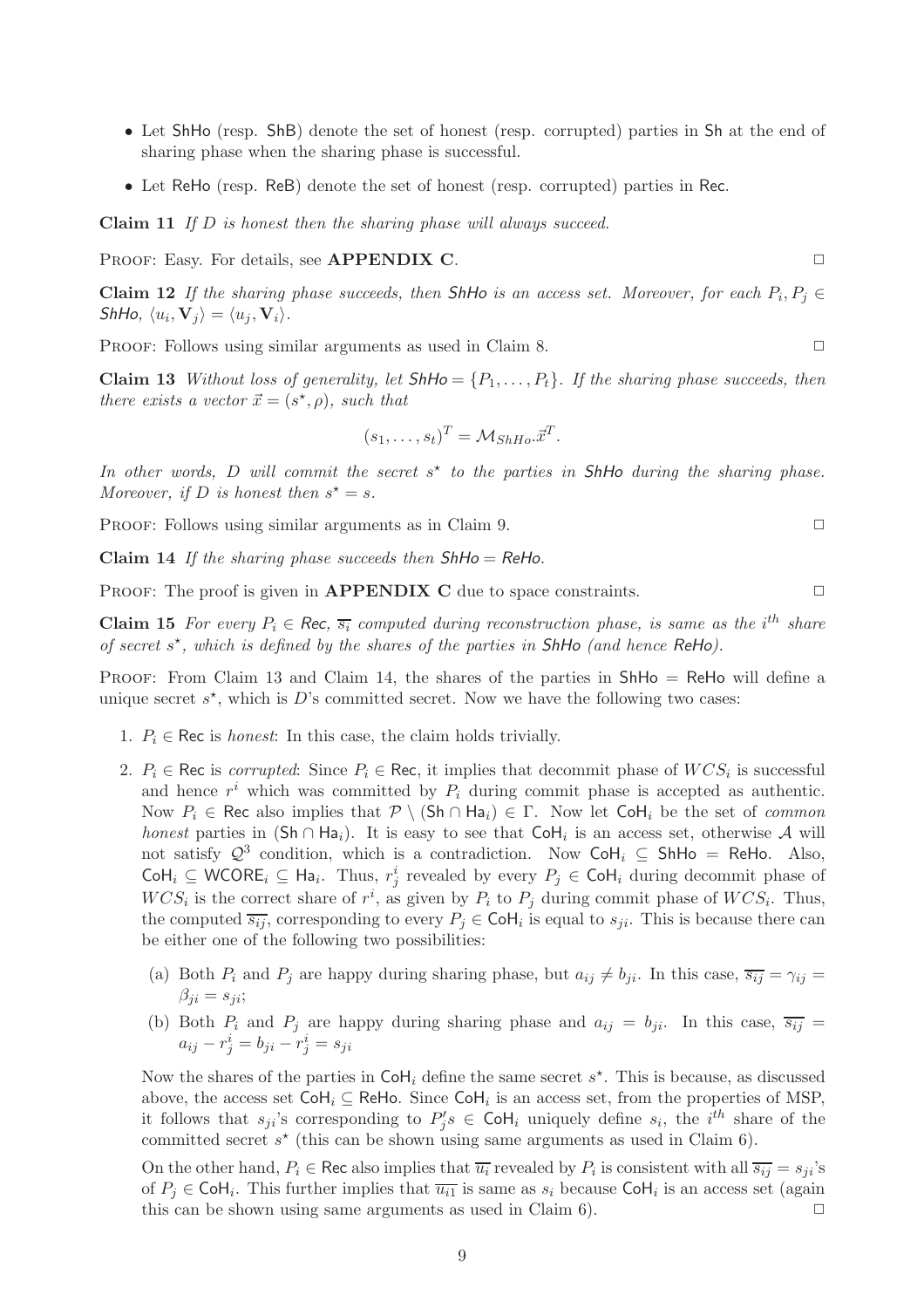- Let $\mathsf{ShHo}$ (resp. $\mathsf{ShB}$) denote the set of honest (resp. corrupted) parties in $\mathsf{Sh}$ at the end of sharing phase when the sharing phase is successful.
- Let $\mathsf{ReHo}$ (resp. $\mathsf{ReB}$) denote the set of honest (resp. corrupted) parties in $\mathsf{Rec}$.

**Claim 11** *If $D$ is honest then the sharing phase will always succeed.*

Proof: Easy. For details, see **APPENDIX C**. $\square$

**Claim 12** *If the sharing phase succeeds, then $\mathsf{ShHo}$ is an access set. Moreover, for each $P_i, P_j \in \mathsf{ShHo}$, $\langle u_i, \mathbf{V}_j \rangle = \langle u_j, \mathbf{V}_i \rangle$.*

Proof: Follows using similar arguments as used in Claim 8. $\square$

**Claim 13** *Without loss of generality, let $\mathsf{ShHo} = \{P_1, \ldots, P_t\}$. If the sharing phase succeeds, then there exists a vector $\vec{x} = (s^\star, \rho)$, such that*

$$(s_1, \ldots, s_t)^T = \mathcal{M}_{ShHo}.\vec{x}^T.$$

*In other words, $D$ will commit the secret $s^\star$ to the parties in $\mathsf{ShHo}$ during the sharing phase. Moreover, if $D$ is honest then $s^\star = s$.*

Proof: Follows using similar arguments as in Claim 9. $\square$

**Claim 14** *If the sharing phase succeeds then $\mathsf{ShHo} = \mathsf{ReHo}$.*

Proof: The proof is given in **APPENDIX C** due to space constraints. $\square$

**Claim 15** *For every $P_i \in \mathsf{Rec}$, $\overline{s_i}$ computed during reconstruction phase, is same as the $i^{th}$ share of secret $s^\star$, which is defined by the shares of the parties in $\mathsf{ShHo}$ (and hence $\mathsf{ReHo}$).*

Proof: From Claim 13 and Claim 14, the shares of the parties in $\mathsf{ShHo} = \mathsf{ReHo}$ will define a unique secret $s^\star$, which is $D$'s committed secret. Now we have the following two cases:

1. $P_i \in \mathsf{Rec}$ is *honest*: In this case, the claim holds trivially.

2. $P_i \in \mathsf{Rec}$ is *corrupted*: Since $P_i \in \mathsf{Rec}$, it implies that decommit phase of $WCS_i$ is successful and hence $r^i$ which was committed by $P_i$ during commit phase is accepted as authentic. Now $P_i \in \mathsf{Rec}$ also implies that $\mathcal{P} \setminus (\mathsf{Sh} \cap \mathsf{Ha}_i) \in \Gamma$. Now let $\mathsf{CoH}_i$ be the set of *common honest* parties in $(\mathsf{Sh} \cap \mathsf{Ha}_i)$. It is easy to see that $\mathsf{CoH}_i$ is an access set, otherwise $\mathcal{A}$ will not satisfy $\mathcal{Q}^3$ condition, which is a contradiction. Now $\mathsf{CoH}_i \subseteq \mathsf{ShHo} = \mathsf{ReHo}$. Also, $\mathsf{CoH}_i \subseteq \mathsf{WCORE}_i \subseteq \mathsf{Ha}_i$. Thus, $r^i_j$ revealed by every $P_j \in \mathsf{CoH}_i$ during decommit phase of $WCS_i$ is the correct share of $r^i$, as given by $P_i$ to $P_j$ during commit phase of $WCS_i$. Thus, the computed $\overline{s_{ij}}$, corresponding to every $P_j \in \mathsf{CoH}_i$ is equal to $s_{ji}$. This is because there can be either one of the following two possibilities:

   (a) Both $P_i$ and $P_j$ are happy during sharing phase, but $a_{ij} \neq b_{ji}$. In this case, $\overline{s_{ij}} = \gamma_{ij} = \beta_{ji} = s_{ji}$;

   (b) Both $P_i$ and $P_j$ are happy during sharing phase and $a_{ij} = b_{ji}$. In this case, $\overline{s_{ij}} = a_{ij} - r^i_j = b_{ji} - r^i_j = s_{ji}$

   Now the shares of the parties in $\mathsf{CoH}_i$ define the same secret $s^\star$. This is because, as discussed above, the access set $\mathsf{CoH}_i \subseteq \mathsf{ReHo}$. Since $\mathsf{CoH}_i$ is an access set, from the properties of MSP, it follows that $s_{ji}$'s corresponding to $P_j's \in \mathsf{CoH}_i$ uniquely define $s_i$, the $i^{th}$ share of the committed secret $s^\star$ (this can be shown using same arguments as used in Claim 6).

   On the other hand, $P_i \in \mathsf{Rec}$ also implies that $\overline{u_i}$ revealed by $P_i$ is consistent with all $\overline{s_{ij}} = s_{ji}$'s of $P_j \in \mathsf{CoH}_i$. This further implies that $\overline{u_{i1}}$ is same as $s_i$ because $\mathsf{CoH}_i$ is an access set (again this can be shown using same arguments as used in Claim 6). $\square$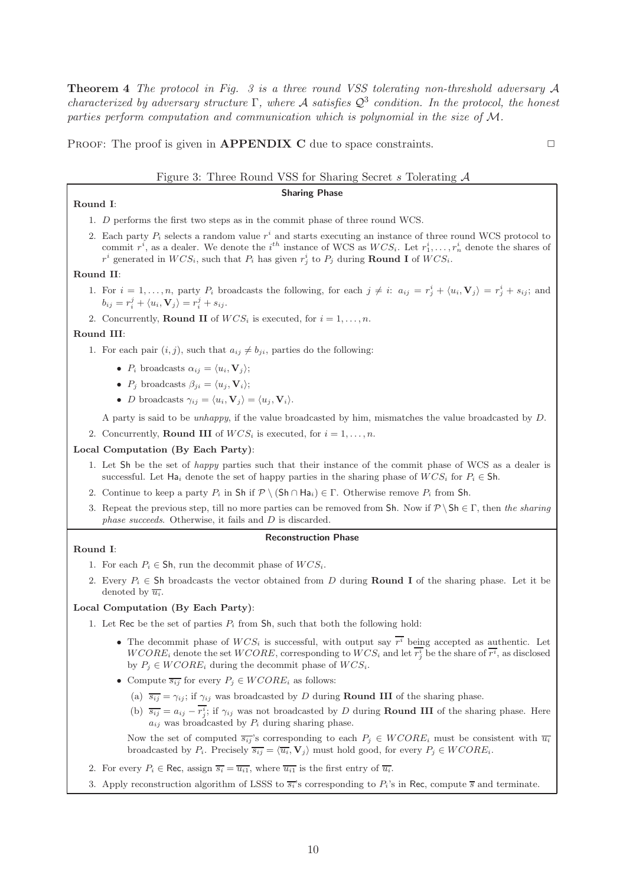**Theorem 4** *The protocol in Fig. 3 is a three round VSS tolerating non-threshold adversary $\mathcal{A}$ characterized by adversary structure $\Gamma$, where $\mathcal{A}$ satisfies $\mathcal{Q}^3$ condition. In the protocol, the honest parties perform computation and communication which is polynomial in the size of $\mathcal{M}$.*

Proof: The proof is given in **APPENDIX C** due to space constraints. □

Figure 3: Three Round VSS for Sharing Secret $s$ Tolerating $\mathcal{A}$

**Sharing Phase**

**Round I**:

1. $D$ performs the first two steps as in the commit phase of three round WCS.
2. Each party $P_i$ selects a random value $r^i$ and starts executing an instance of three round WCS protocol to commit $r^i$, as a dealer. We denote the $i^{th}$ instance of WCS as $WCS_i$. Let $r^i_1, \ldots, r^i_n$ denote the shares of $r^i$ generated in $WCS_i$, such that $P_i$ has given $r^i_j$ to $P_j$ during **Round I** of $WCS_i$.

**Round II**:

1. For $i = 1, \ldots, n$, party $P_i$ broadcasts the following, for each $j \neq i$: $a_{ij} = r^i_j + \langle u_i, \mathbf{V}_j \rangle = r^i_j + s_{ij}$; and $b_{ij} = r^j_i + \langle u_i, \mathbf{V}_j \rangle = r^j_i + s_{ij}$.
2. Concurrently, **Round II** of $WCS_i$ is executed, for $i = 1, \ldots, n$.

**Round III**:

1. For each pair $(i, j)$, such that $a_{ij} \neq b_{ji}$, parties do the following:
   - $P_i$ broadcasts $\alpha_{ij} = \langle u_i, \mathbf{V}_j \rangle$;
   - $P_j$ broadcasts $\beta_{ji} = \langle u_j, \mathbf{V}_i \rangle$;
   - $D$ broadcasts $\gamma_{ij} = \langle u_i, \mathbf{V}_j \rangle = \langle u_j, \mathbf{V}_i \rangle$.

   A party is said to be *unhappy*, if the value broadcasted by him, mismatches the value broadcasted by $D$.
2. Concurrently, **Round III** of $WCS_i$ is executed, for $i = 1, \ldots, n$.

**Local Computation (By Each Party)**:

1. Let $\mathsf{Sh}$ be the set of *happy* parties such that their instance of the commit phase of WCS as a dealer is successful. Let $\mathsf{Ha}_i$ denote the set of happy parties in the sharing phase of $WCS_i$ for $P_i \in \mathsf{Sh}$.
2. Continue to keep a party $P_i$ in $\mathsf{Sh}$ if $\mathcal{P} \setminus (\mathsf{Sh} \cap \mathsf{Ha}_i) \in \Gamma$. Otherwise remove $P_i$ from $\mathsf{Sh}$.
3. Repeat the previous step, till no more parties can be removed from $\mathsf{Sh}$. Now if $\mathcal{P} \setminus \mathsf{Sh} \in \Gamma$, then *the sharing phase succeeds*. Otherwise, it fails and $D$ is discarded.

**Reconstruction Phase**

**Round I**:

1. For each $P_i \in \mathsf{Sh}$, run the decommit phase of $WCS_i$.
2. Every $P_i \in \mathsf{Sh}$ broadcasts the vector obtained from $D$ during **Round I** of the sharing phase. Let it be denoted by $\overline{u_i}$.

**Local Computation (By Each Party)**:

1. Let $\mathsf{Rec}$ be the set of parties $P_i$ from $\mathsf{Sh}$, such that both the following hold:
   - The decommit phase of $WCS_i$ is successful, with output say $\overline{r^i}$ being accepted as authentic. Let $WCORE_i$ denote the set $WCORE$, corresponding to $WCS_i$ and let $\overline{r^i_j}$ be the share of $\overline{r^i}$, as disclosed by $P_j \in WCORE_i$ during the decommit phase of $WCS_i$.
   - Compute $\overline{s_{ij}}$ for every $P_j \in WCORE_i$ as follows:
     (a) $\overline{s_{ij}} = \gamma_{ij}$; if $\gamma_{ij}$ was broadcasted by $D$ during **Round III** of the sharing phase.
     (b) $\overline{s_{ij}} = a_{ij} - \overline{r^i_j}$; if $\gamma_{ij}$ was not broadcasted by $D$ during **Round III** of the sharing phase. Here $a_{ij}$ was broadcasted by $P_i$ during sharing phase.

   Now the set of computed $\overline{s_{ij}}$'s corresponding to each $P_j \in WCORE_i$ must be consistent with $\overline{u_i}$ broadcasted by $P_i$. Precisely $\overline{s_{ij}} = \langle \overline{u_i}, \mathbf{V}_j \rangle$ must hold good, for every $P_j \in WCORE_i$.
2. For every $P_i \in \mathsf{Rec}$, assign $\overline{s_i} = \overline{u_{i1}}$, where $\overline{u_{i1}}$ is the first entry of $\overline{u_i}$.
3. Apply reconstruction algorithm of LSSS to $\overline{s_i}$'s corresponding to $P_i$'s in $\mathsf{Rec}$, compute $\overline{s}$ and terminate.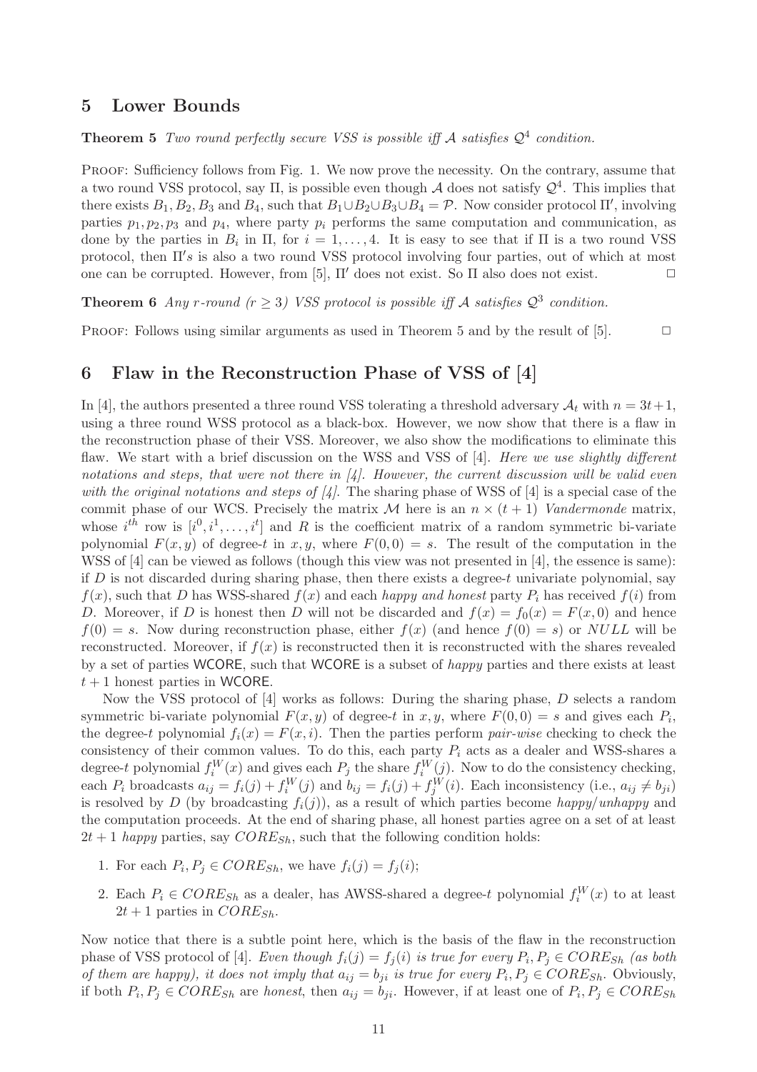## 5 Lower Bounds

**Theorem 5** *Two round perfectly secure VSS is possible iff $\mathcal{A}$ satisfies $\mathcal{Q}^4$ condition.*

Proof: Sufficiency follows from Fig. 1. We now prove the necessity. On the contrary, assume that a two round VSS protocol, say $\Pi$, is possible even though $\mathcal{A}$ does not satisfy $\mathcal{Q}^4$. This implies that there exists $B_1, B_2, B_3$ and $B_4$, such that $B_1 \cup B_2 \cup B_3 \cup B_4 = \mathcal{P}$. Now consider protocol $\Pi'$, involving parties $p_1, p_2, p_3$ and $p_4$, where party $p_i$ performs the same computation and communication, as done by the parties in $B_i$ in $\Pi$, for $i = 1, \ldots, 4$. It is easy to see that if $\Pi$ is a two round VSS protocol, then $\Pi' s$ is also a two round VSS protocol involving four parties, out of which at most one can be corrupted. However, from [5], $\Pi'$ does not exist. So $\Pi$ also does not exist. □

**Theorem 6** *Any $r$-round ($r \geq 3$) VSS protocol is possible iff $\mathcal{A}$ satisfies $\mathcal{Q}^3$ condition.*

Proof: Follows using similar arguments as used in Theorem 5 and by the result of [5]. □

## 6 Flaw in the Reconstruction Phase of VSS of [4]

In [4], the authors presented a three round VSS tolerating a threshold adversary $\mathcal{A}_t$ with $n = 3t+1$, using a three round WSS protocol as a black-box. However, we now show that there is a flaw in the reconstruction phase of their VSS. Moreover, we also show the modifications to eliminate this flaw. We start with a brief discussion on the WSS and VSS of [4]. *Here we use slightly different notations and steps, that were not there in [4]. However, the current discussion will be valid even with the original notations and steps of [4].* The sharing phase of WSS of [4] is a special case of the commit phase of our WCS. Precisely the matrix $\mathcal{M}$ here is an $n \times (t+1)$ *Vandermonde* matrix, whose $i^{th}$ row is $[i^0, i^1, \ldots, i^t]$ and $R$ is the coefficient matrix of a random symmetric bi-variate polynomial $F(x, y)$ of degree-$t$ in $x, y$, where $F(0, 0) = s$. The result of the computation in the WSS of [4] can be viewed as follows (though this view was not presented in [4], the essence is same): if $D$ is not discarded during sharing phase, then there exists a degree-$t$ univariate polynomial, say $f(x)$, such that $D$ has WSS-shared $f(x)$ and each *happy and honest* party $P_i$ has received $f(i)$ from $D$. Moreover, if $D$ is honest then $D$ will not be discarded and $f(x) = f_0(x) = F(x, 0)$ and hence $f(0) = s$. Now during reconstruction phase, either $f(x)$ (and hence $f(0) = s$) or $NULL$ will be reconstructed. Moreover, if $f(x)$ is reconstructed then it is reconstructed with the shares revealed by a set of parties $\mathsf{WCORE}$, such that $\mathsf{WCORE}$ is a subset of *happy* parties and there exists at least $t+1$ honest parties in $\mathsf{WCORE}$.

Now the VSS protocol of [4] works as follows: During the sharing phase, $D$ selects a random symmetric bi-variate polynomial $F(x, y)$ of degree-$t$ in $x, y$, where $F(0, 0) = s$ and gives each $P_i$, the degree-$t$ polynomial $f_i(x) = F(x, i)$. Then the parties perform *pair-wise* checking to check the consistency of their common values. To do this, each party $P_i$ acts as a dealer and WSS-shares a degree-$t$ polynomial $f_i^W(x)$ and gives each $P_j$ the share $f_i^W(j)$. Now to do the consistency checking, each $P_i$ broadcasts $a_{ij} = f_i(j) + f_i^W(j)$ and $b_{ij} = f_i(j) + f_j^W(i)$. Each inconsistency (i.e., $a_{ij} \neq b_{ji}$) is resolved by $D$ (by broadcasting $f_i(j)$), as a result of which parties become *happy*/*unhappy* and the computation proceeds. At the end of sharing phase, all honest parties agree on a set of at least $2t+1$ *happy* parties, say $CORE_{Sh}$, such that the following condition holds:

1. For each $P_i, P_j \in CORE_{Sh}$, we have $f_i(j) = f_j(i)$;
2. Each $P_i \in CORE_{Sh}$ as a dealer, has AWSS-shared a degree-$t$ polynomial $f_i^W(x)$ to at least $2t+1$ parties in $CORE_{Sh}$.

Now notice that there is a subtle point here, which is the basis of the flaw in the reconstruction phase of VSS protocol of [4]. *Even though $f_i(j) = f_j(i)$ is true for every $P_i, P_j \in CORE_{Sh}$ (as both of them are happy), it does not imply that $a_{ij} = b_{ji}$ is true for every $P_i, P_j \in CORE_{Sh}$.* Obviously, if both $P_i, P_j \in CORE_{Sh}$ are *honest*, then $a_{ij} = b_{ji}$. However, if at least one of $P_i, P_j \in CORE_{Sh}$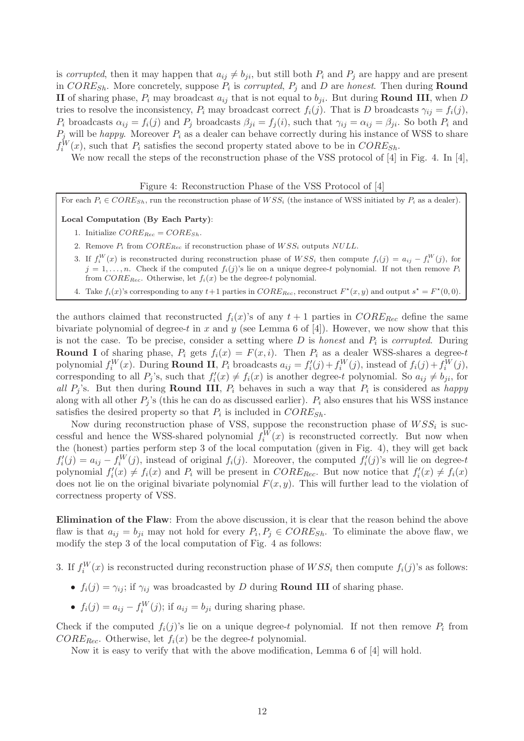is *corrupted*, then it may happen that $a_{ij} \neq b_{ji}$, but still both $P_i$ and $P_j$ are happy and are present in $CORE_{Sh}$. More concretely, suppose $P_i$ is *corrupted*, $P_j$ and $D$ are *honest*. Then during **Round II** of sharing phase, $P_i$ may broadcast $a_{ij}$ that is not equal to $b_{ji}$. But during **Round III**, when $D$ tries to resolve the inconsistency, $P_i$ may broadcast correct $f_i(j)$. That is $D$ broadcasts $\gamma_{ij} = f_i(j)$, $P_i$ broadcasts $\alpha_{ij} = f_i(j)$ and $P_j$ broadcasts $\beta_{ji} = f_j(i)$, such that $\gamma_{ij} = \alpha_{ij} = \beta_{ji}$. So both $P_i$ and $P_j$ will be *happy*. Moreover $P_i$ as a dealer can behave correctly during his instance of WSS to share $f_i^W(x)$, such that $P_i$ satisfies the second property stated above to be in $CORE_{Sh}$.

We now recall the steps of the reconstruction phase of the VSS protocol of [4] in Fig. 4. In [4],

Figure 4: Reconstruction Phase of the VSS Protocol of [4]

For each $P_i \in CORE_{Sh}$, run the reconstruction phase of $WSS_i$ (the instance of WSS initiated by $P_i$ as a dealer).

**Local Computation (By Each Party)**:

1. Initialize $CORE_{Rec} = CORE_{Sh}$.
2. Remove $P_i$ from $CORE_{Rec}$ if reconstruction phase of $WSS_i$ outputs $NULL$.
3. If $f_i^W(x)$ is reconstructed during reconstruction phase of $WSS_i$ then compute $f_i(j) = a_{ij} - f_i^W(j)$, for $j = 1, \ldots, n$. Check if the computed $f_i(j)$'s lie on a unique degree-$t$ polynomial. If not then remove $P_i$ from $CORE_{Rec}$. Otherwise, let $f_i(x)$ be the degree-$t$ polynomial.
4. Take $f_i(x)$'s corresponding to any $t+1$ parties in $CORE_{Rec}$, reconstruct $F^\star(x,y)$ and output $s^\star = F^\star(0,0)$.

the authors claimed that reconstructed $f_i(x)$'s of any $t+1$ parties in $CORE_{Rec}$ define the same bivariate polynomial of degree-$t$ in $x$ and $y$ (see Lemma 6 of [4]). However, we now show that this is not the case. To be precise, consider a setting where $D$ is *honest* and $P_i$ is *corrupted*. During **Round I** of sharing phase, $P_i$ gets $f_i(x) = F(x,i)$. Then $P_i$ as a dealer WSS-shares a degree-$t$ polynomial $f_i^W(x)$. During **Round II**, $P_i$ broadcasts $a_{ij} = f_i'(j) + f_i^W(j)$, instead of $f_i(j) + f_i^W(j)$, corresponding to all $P_j$'s, such that $f_i'(x) \neq f_i(x)$ is another degree-$t$ polynomial. So $a_{ij} \neq b_{ji}$, for *all* $P_j$'s. But then during **Round III**, $P_i$ behaves in such a way that $P_i$ is considered as *happy* along with all other $P_j$'s (this he can do as discussed earlier). $P_i$ also ensures that his WSS instance satisfies the desired property so that $P_i$ is included in $CORE_{Sh}$.

Now during reconstruction phase of VSS, suppose the reconstruction phase of $WSS_i$ is successful and hence the WSS-shared polynomial $f_i^W(x)$ is reconstructed correctly. But now when the (honest) parties perform step 3 of the local computation (given in Fig. 4), they will get back $f_i'(j) = a_{ij} - f_i^W(j)$, instead of original $f_i(j)$. Moreover, the computed $f_i'(j)$'s will lie on degree-$t$ polynomial $f_i'(x) \neq f_i(x)$ and $P_i$ will be present in $CORE_{Rec}$. But now notice that $f_i'(x) \neq f_i(x)$ does not lie on the original bivariate polynomial $F(x,y)$. This will further lead to the violation of correctness property of VSS.

**Elimination of the Flaw**: From the above discussion, it is clear that the reason behind the above flaw is that $a_{ij} = b_{ji}$ may not hold for every $P_i, P_j \in CORE_{Sh}$. To eliminate the above flaw, we modify the step 3 of the local computation of Fig. 4 as follows:

3. If $f_i^W(x)$ is reconstructed during reconstruction phase of $WSS_i$ then compute $f_i(j)$'s as follows:

   - $f_i(j) = \gamma_{ij}$; if $\gamma_{ij}$ was broadcasted by $D$ during **Round III** of sharing phase.
   - $f_i(j) = a_{ij} - f_i^W(j)$; if $a_{ij} = b_{ji}$ during sharing phase.

Check if the computed $f_i(j)$'s lie on a unique degree-$t$ polynomial. If not then remove $P_i$ from $CORE_{Rec}$. Otherwise, let $f_i(x)$ be the degree-$t$ polynomial.

Now it is easy to verify that with the above modification, Lemma 6 of [4] will hold.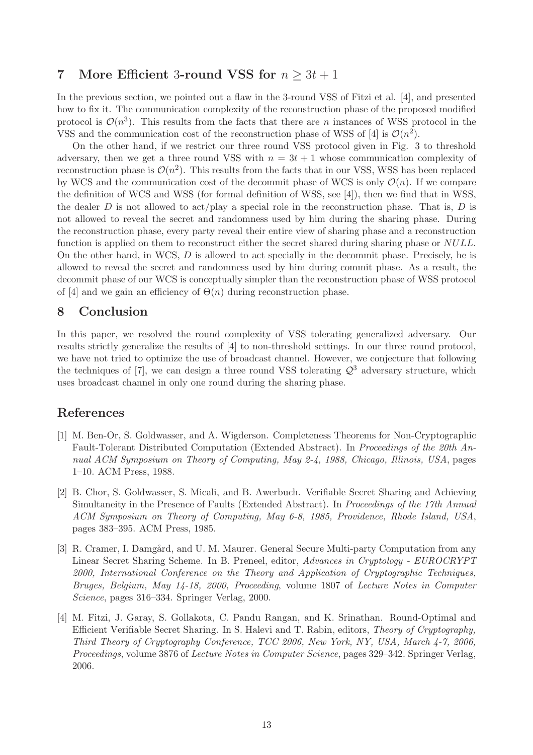## 7 More Efficient 3-round VSS for $n \geq 3t+1$

In the previous section, we pointed out a flaw in the 3-round VSS of Fitzi et al. [4], and presented how to fix it. The communication complexity of the reconstruction phase of the proposed modified protocol is $\mathcal{O}(n^3)$. This results from the facts that there are $n$ instances of WSS protocol in the VSS and the communication cost of the reconstruction phase of WSS of [4] is $\mathcal{O}(n^2)$.

On the other hand, if we restrict our three round VSS protocol given in Fig. 3 to threshold adversary, then we get a three round VSS with $n = 3t + 1$ whose communication complexity of reconstruction phase is $\mathcal{O}(n^2)$. This results from the facts that in our VSS, WSS has been replaced by WCS and the communication cost of the decommit phase of WCS is only $\mathcal{O}(n)$. If we compare the definition of WCS and WSS (for formal definition of WSS, see [4]), then we find that in WSS, the dealer $D$ is not allowed to act/play a special role in the reconstruction phase. That is, $D$ is not allowed to reveal the secret and randomness used by him during the sharing phase. During the reconstruction phase, every party reveal their entire view of sharing phase and a reconstruction function is applied on them to reconstruct either the secret shared during sharing phase or $NULL$. On the other hand, in WCS, $D$ is allowed to act specially in the decommit phase. Precisely, he is allowed to reveal the secret and randomness used by him during commit phase. As a result, the decommit phase of our WCS is conceptually simpler than the reconstruction phase of WSS protocol of [4] and we gain an efficiency of $\Theta(n)$ during reconstruction phase.

## 8 Conclusion

In this paper, we resolved the round complexity of VSS tolerating generalized adversary. Our results strictly generalize the results of [4] to non-threshold settings. In our three round protocol, we have not tried to optimize the use of broadcast channel. However, we conjecture that following the techniques of [7], we can design a three round VSS tolerating $\mathcal{Q}^3$ adversary structure, which uses broadcast channel in only one round during the sharing phase.

## References

[1] M. Ben-Or, S. Goldwasser, and A. Wigderson. Completeness Theorems for Non-Cryptographic Fault-Tolerant Distributed Computation (Extended Abstract). In *Proceedings of the 20th Annual ACM Symposium on Theory of Computing, May 2-4, 1988, Chicago, Illinois, USA*, pages 1–10. ACM Press, 1988.

[2] B. Chor, S. Goldwasser, S. Micali, and B. Awerbuch. Verifiable Secret Sharing and Achieving Simultaneity in the Presence of Faults (Extended Abstract). In *Proceedings of the 17th Annual ACM Symposium on Theory of Computing, May 6-8, 1985, Providence, Rhode Island, USA*, pages 383–395. ACM Press, 1985.

[3] R. Cramer, I. Damgård, and U. M. Maurer. General Secure Multi-party Computation from any Linear Secret Sharing Scheme. In B. Preneel, editor, *Advances in Cryptology - EUROCRYPT 2000, International Conference on the Theory and Application of Cryptographic Techniques, Bruges, Belgium, May 14-18, 2000, Proceeding*, volume 1807 of *Lecture Notes in Computer Science*, pages 316–334. Springer Verlag, 2000.

[4] M. Fitzi, J. Garay, S. Gollakota, C. Pandu Rangan, and K. Srinathan. Round-Optimal and Efficient Verifiable Secret Sharing. In S. Halevi and T. Rabin, editors, *Theory of Cryptography, Third Theory of Cryptography Conference, TCC 2006, New York, NY, USA, March 4-7, 2006, Proceedings*, volume 3876 of *Lecture Notes in Computer Science*, pages 329–342. Springer Verlag, 2006.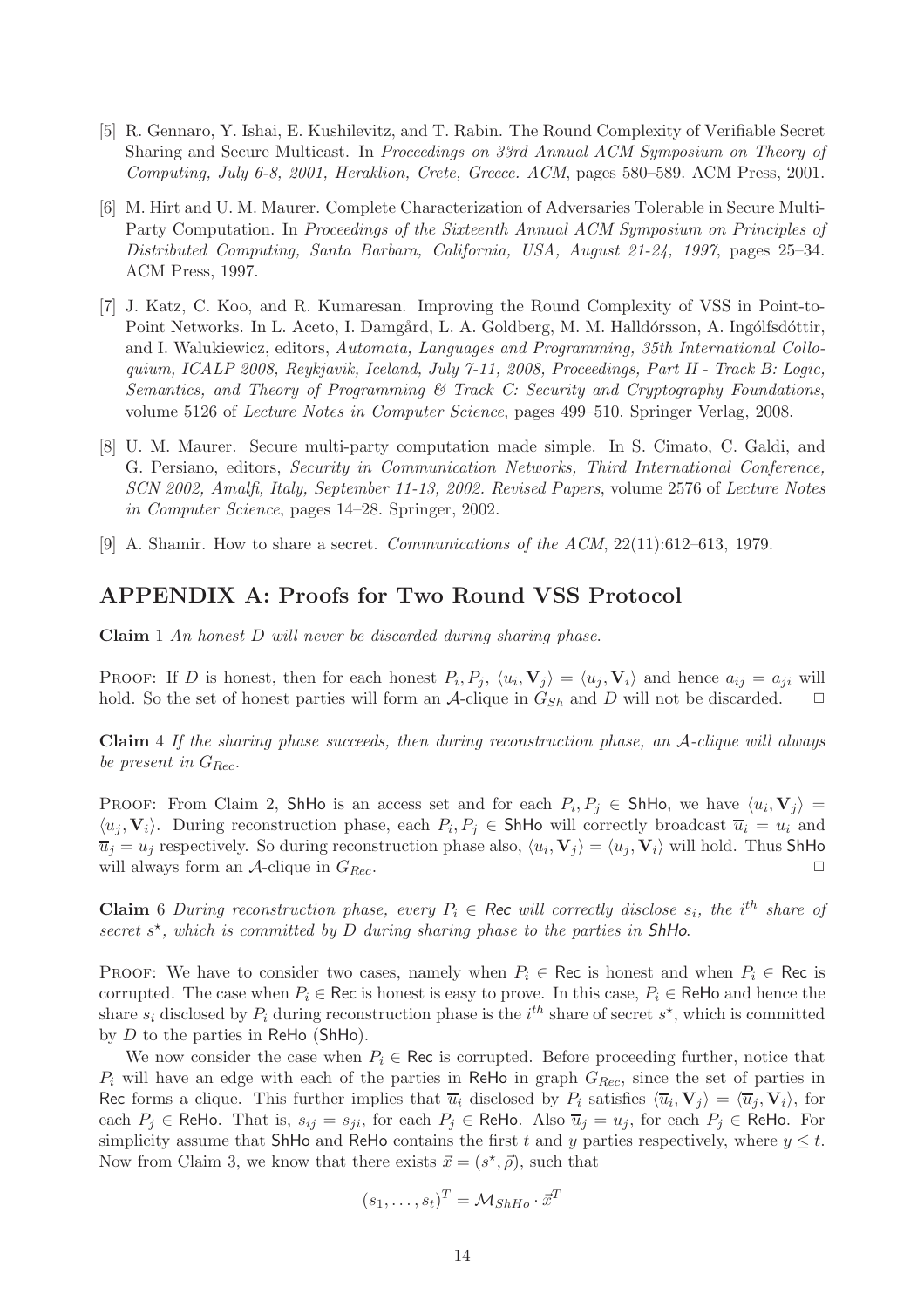[5] R. Gennaro, Y. Ishai, E. Kushilevitz, and T. Rabin. The Round Complexity of Verifiable Secret Sharing and Secure Multicast. In *Proceedings on 33rd Annual ACM Symposium on Theory of Computing, July 6-8, 2001, Heraklion, Crete, Greece. ACM*, pages 580–589. ACM Press, 2001.

[6] M. Hirt and U. M. Maurer. Complete Characterization of Adversaries Tolerable in Secure Multi-Party Computation. In *Proceedings of the Sixteenth Annual ACM Symposium on Principles of Distributed Computing, Santa Barbara, California, USA, August 21-24, 1997*, pages 25–34. ACM Press, 1997.

[7] J. Katz, C. Koo, and R. Kumaresan. Improving the Round Complexity of VSS in Point-to-Point Networks. In L. Aceto, I. Damgård, L. A. Goldberg, M. M. Halldórsson, A. Ingólfsdóttir, and I. Walukiewicz, editors, *Automata, Languages and Programming, 35th International Colloquium, ICALP 2008, Reykjavik, Iceland, July 7-11, 2008, Proceedings, Part II - Track B: Logic, Semantics, and Theory of Programming & Track C: Security and Cryptography Foundations*, volume 5126 of *Lecture Notes in Computer Science*, pages 499–510. Springer Verlag, 2008.

[8] U. M. Maurer. Secure multi-party computation made simple. In S. Cimato, C. Galdi, and G. Persiano, editors, *Security in Communication Networks, Third International Conference, SCN 2002, Amalfi, Italy, September 11-13, 2002. Revised Papers*, volume 2576 of *Lecture Notes in Computer Science*, pages 14–28. Springer, 2002.

[9] A. Shamir. How to share a secret. *Communications of the ACM*, 22(11):612–613, 1979.

## APPENDIX A: Proofs for Two Round VSS Protocol

**Claim** 1 *An honest $D$ will never be discarded during sharing phase.*

PROOF: If $D$ is honest, then for each honest $P_i, P_j$, $\langle u_i, \mathbf{V}_j\rangle = \langle u_j, \mathbf{V}_i\rangle$ and hence $a_{ij} = a_{ji}$ will hold. So the set of honest parties will form an $\mathcal{A}$-clique in $G_{Sh}$ and $D$ will not be discarded. □

**Claim** 4 *If the sharing phase succeeds, then during reconstruction phase, an $\mathcal{A}$-clique will always be present in $G_{Rec}$.*

PROOF: From Claim 2, ShHo is an access set and for each $P_i, P_j \in$ ShHo, we have $\langle u_i, \mathbf{V}_j\rangle = \langle u_j, \mathbf{V}_i\rangle$. During reconstruction phase, each $P_i, P_j \in$ ShHo will correctly broadcast $\overline{u}_i = u_i$ and $\overline{u}_j = u_j$ respectively. So during reconstruction phase also, $\langle u_i, \mathbf{V}_j\rangle = \langle u_j, \mathbf{V}_i\rangle$ will hold. Thus ShHo will always form an $\mathcal{A}$-clique in $G_{Rec}$. □

**Claim** 6 *During reconstruction phase, every $P_i \in$ Rec will correctly disclose $s_i$, the $i^{th}$ share of secret $s^\star$, which is committed by $D$ during sharing phase to the parties in ShHo.*

PROOF: We have to consider two cases, namely when $P_i \in$ Rec is honest and when $P_i \in$ Rec is corrupted. The case when $P_i \in$ Rec is honest is easy to prove. In this case, $P_i \in$ ReHo and hence the share $s_i$ disclosed by $P_i$ during reconstruction phase is the $i^{th}$ share of secret $s^\star$, which is committed by $D$ to the parties in ReHo (ShHo).

We now consider the case when $P_i \in$ Rec is corrupted. Before proceeding further, notice that $P_i$ will have an edge with each of the parties in ReHo in graph $G_{Rec}$, since the set of parties in Rec forms a clique. This further implies that $\overline{u}_i$ disclosed by $P_i$ satisfies $\langle \overline{u}_i, \mathbf{V}_j\rangle = \langle \overline{u}_j, \mathbf{V}_i\rangle$, for each $P_j \in$ ReHo. That is, $s_{ij} = s_{ji}$, for each $P_j \in$ ReHo. Also $\overline{u}_j = u_j$, for each $P_j \in$ ReHo. For simplicity assume that ShHo and ReHo contains the first $t$ and $y$ parties respectively, where $y \leq t$. Now from Claim 3, we know that there exists $\vec{x} = (s^\star, \vec{\rho})$, such that

$$(s_1, \ldots, s_t)^T = \mathcal{M}_{ShHo} \cdot \vec{x}^T$$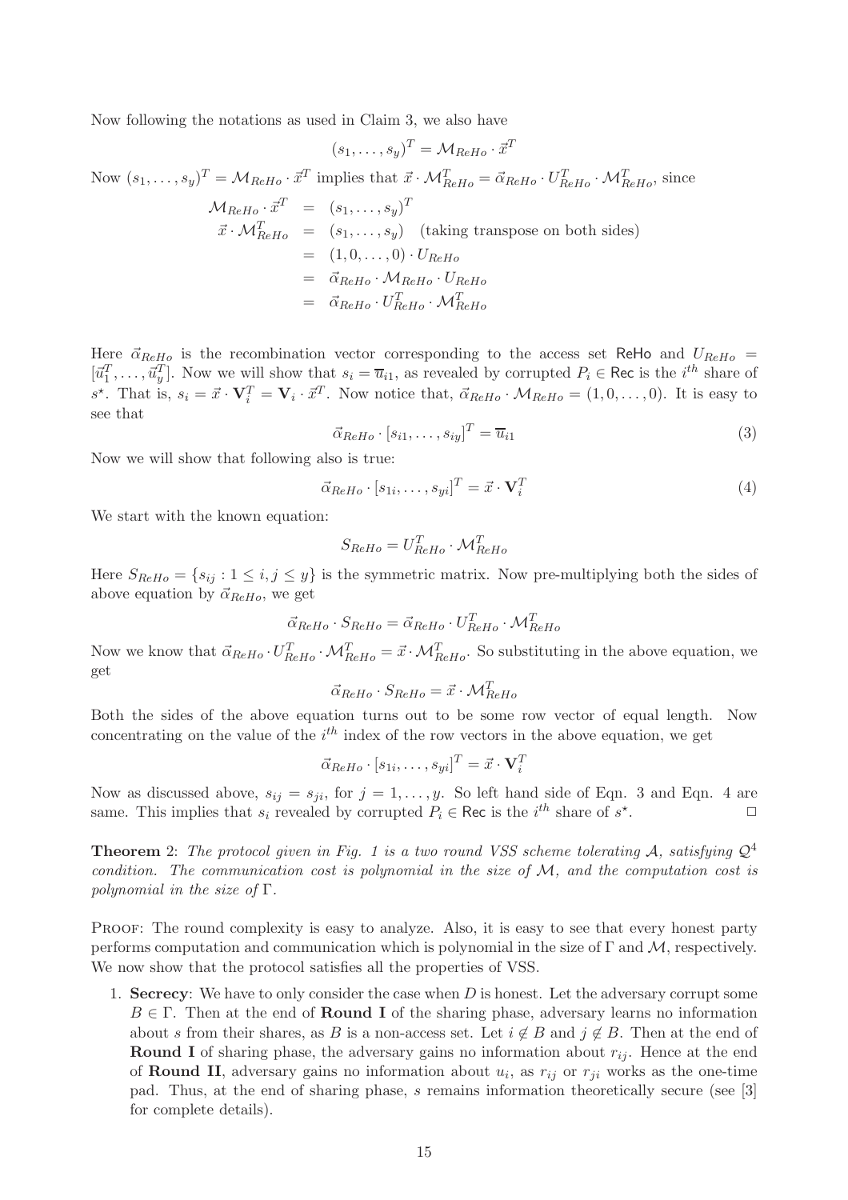Now following the notations as used in Claim 3, we also have

$$(s_1, \ldots, s_y)^T = \mathcal{M}_{ReHo} \cdot \vec{x}^T$$

Now $(s_1, \ldots, s_y)^T = \mathcal{M}_{ReHo} \cdot \vec{x}^T$ implies that $\vec{x} \cdot \mathcal{M}_{ReHo}^T = \vec{\alpha}_{ReHo} \cdot U_{ReHo}^T \cdot \mathcal{M}_{ReHo}^T$, since

$$\begin{aligned}
\mathcal{M}_{ReHo} \cdot \vec{x}^T &= (s_1, \ldots, s_y)^T \\
\vec{x} \cdot \mathcal{M}_{ReHo}^T &= (s_1, \ldots, s_y) \quad \text{(taking transpose on both sides)} \\
&= (1, 0, \ldots, 0) \cdot U_{ReHo} \\
&= \vec{\alpha}_{ReHo} \cdot \mathcal{M}_{ReHo} \cdot U_{ReHo} \\
&= \vec{\alpha}_{ReHo} \cdot U_{ReHo}^T \cdot \mathcal{M}_{ReHo}^T
\end{aligned}$$

Here $\vec{\alpha}_{ReHo}$ is the recombination vector corresponding to the access set ReHo and $U_{ReHo} = [\vec{u}_1^T, \ldots, \vec{u}_y^T]$. Now we will show that $s_i = \overline{u}_{i1}$, as revealed by corrupted $P_i \in$ Rec is the $i^{th}$ share of $s^\star$. That is, $s_i = \vec{x} \cdot \mathbf{V}_i^T = \mathbf{V}_i \cdot \vec{x}^T$. Now notice that, $\vec{\alpha}_{ReHo} \cdot \mathcal{M}_{ReHo} = (1, 0, \ldots, 0)$. It is easy to see that

$$\vec{\alpha}_{ReHo} \cdot [s_{i1}, \ldots, s_{iy}]^T = \overline{u}_{i1} \tag{3}$$

Now we will show that following also is true:

$$\vec{\alpha}_{ReHo} \cdot [s_{1i}, \ldots, s_{yi}]^T = \vec{x} \cdot \mathbf{V}_i^T \tag{4}$$

We start with the known equation:

$$S_{ReHo} = U_{ReHo}^T \cdot \mathcal{M}_{ReHo}^T$$

Here $S_{ReHo} = \{s_{ij} : 1 \leq i, j \leq y\}$ is the symmetric matrix. Now pre-multiplying both the sides of above equation by $\vec{\alpha}_{ReHo}$, we get

$$\vec{\alpha}_{ReHo} \cdot S_{ReHo} = \vec{\alpha}_{ReHo} \cdot U_{ReHo}^T \cdot \mathcal{M}_{ReHo}^T$$

Now we know that $\vec{\alpha}_{ReHo} \cdot U_{ReHo}^T \cdot \mathcal{M}_{ReHo}^T = \vec{x} \cdot \mathcal{M}_{ReHo}^T$. So substituting in the above equation, we get

$$\vec{\alpha}_{ReHo} \cdot S_{ReHo} = \vec{x} \cdot \mathcal{M}_{ReHo}^T$$

Both the sides of the above equation turns out to be some row vector of equal length. Now concentrating on the value of the $i^{th}$ index of the row vectors in the above equation, we get

$$\vec{\alpha}_{ReHo} \cdot [s_{1i}, \ldots, s_{yi}]^T = \vec{x} \cdot \mathbf{V}_i^T$$

Now as discussed above, $s_{ij} = s_{ji}$, for $j = 1, \ldots, y$. So left hand side of Eqn. 3 and Eqn. 4 are same. This implies that $s_i$ revealed by corrupted $P_i \in$ Rec is the $i^{th}$ share of $s^\star$. □

**Theorem** 2: *The protocol given in Fig. 1 is a two round VSS scheme tolerating $\mathcal{A}$, satisfying $\mathcal{Q}^4$ condition. The communication cost is polynomial in the size of $\mathcal{M}$, and the computation cost is polynomial in the size of $\Gamma$.*

Proof: The round complexity is easy to analyze. Also, it is easy to see that every honest party performs computation and communication which is polynomial in the size of $\Gamma$ and $\mathcal{M}$, respectively. We now show that the protocol satisfies all the properties of VSS.

1. **Secrecy**: We have to only consider the case when $D$ is honest. Let the adversary corrupt some $B \in \Gamma$. Then at the end of **Round I** of the sharing phase, adversary learns no information about $s$ from their shares, as $B$ is a non-access set. Let $i \notin B$ and $j \notin B$. Then at the end of **Round I** of sharing phase, the adversary gains no information about $r_{ij}$. Hence at the end of **Round II**, adversary gains no information about $u_i$, as $r_{ij}$ or $r_{ji}$ works as the one-time pad. Thus, at the end of sharing phase, $s$ remains information theoretically secure (see [3] for complete details).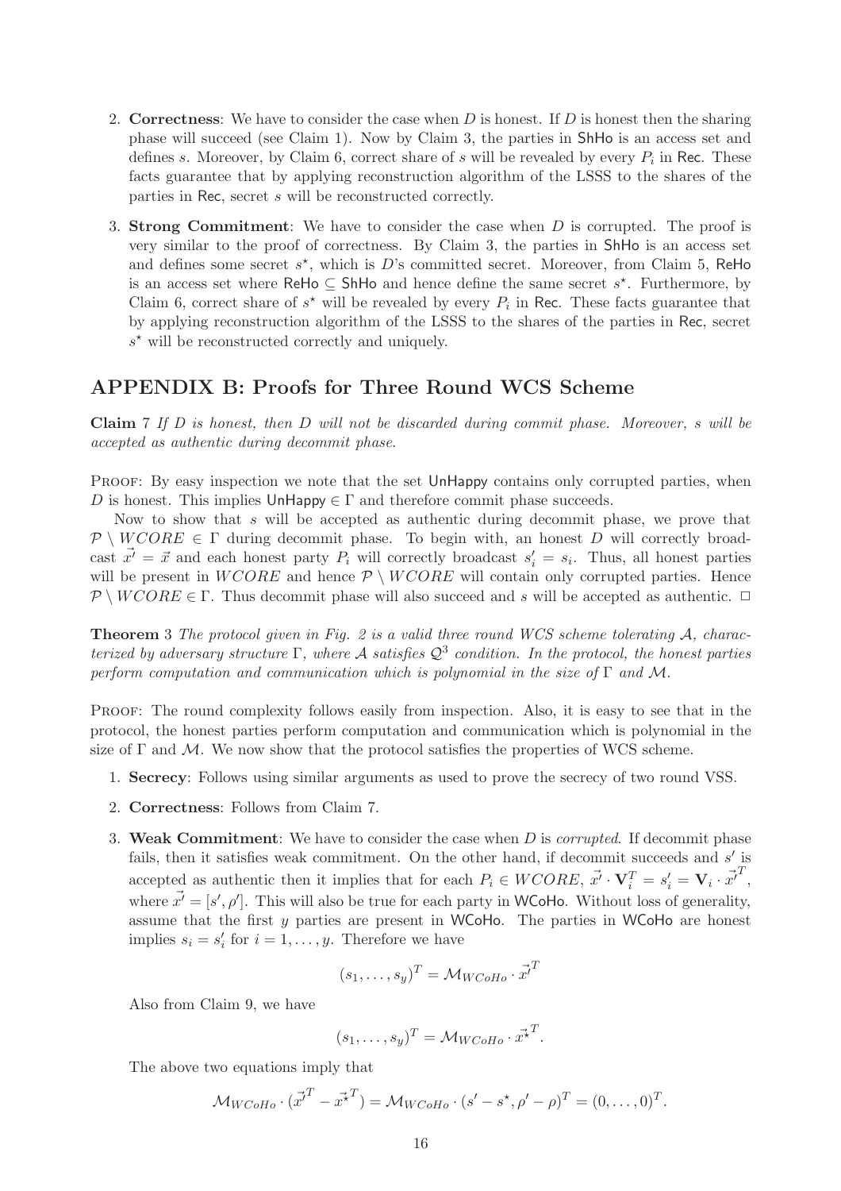2. **Correctness**: We have to consider the case when $D$ is honest. If $D$ is honest then the sharing phase will succeed (see Claim 1). Now by Claim 3, the parties in ShHo is an access set and defines $s$. Moreover, by Claim 6, correct share of $s$ will be revealed by every $P_i$ in Rec. These facts guarantee that by applying reconstruction algorithm of the LSSS to the shares of the parties in Rec, secret $s$ will be reconstructed correctly.

3. **Strong Commitment**: We have to consider the case when $D$ is corrupted. The proof is very similar to the proof of correctness. By Claim 3, the parties in ShHo is an access set and defines some secret $s^\star$, which is $D$'s committed secret. Moreover, from Claim 5, ReHo is an access set where ReHo $\subseteq$ ShHo and hence define the same secret $s^\star$. Furthermore, by Claim 6, correct share of $s^\star$ will be revealed by every $P_i$ in Rec. These facts guarantee that by applying reconstruction algorithm of the LSSS to the shares of the parties in Rec, secret $s^\star$ will be reconstructed correctly and uniquely.

## APPENDIX B: Proofs for Three Round WCS Scheme

**Claim** 7 *If $D$ is honest, then $D$ will not be discarded during commit phase. Moreover, $s$ will be accepted as authentic during decommit phase.*

Proof: By easy inspection we note that the set UnHappy contains only corrupted parties, when $D$ is honest. This implies UnHappy $\in \Gamma$ and therefore commit phase succeeds.

Now to show that $s$ will be accepted as authentic during decommit phase, we prove that $\mathcal{P} \setminus WCORE \in \Gamma$ during decommit phase. To begin with, an honest $D$ will correctly broadcast $\vec{x'} = \vec{x}$ and each honest party $P_i$ will correctly broadcast $s'_i = s_i$. Thus, all honest parties will be present in $WCORE$ and hence $\mathcal{P} \setminus WCORE$ will contain only corrupted parties. Hence $\mathcal{P} \setminus WCORE \in \Gamma$. Thus decommit phase will also succeed and $s$ will be accepted as authentic. $\Box$

**Theorem** 3 *The protocol given in Fig. 2 is a valid three round WCS scheme tolerating $\mathcal{A}$, characterized by adversary structure $\Gamma$, where $\mathcal{A}$ satisfies $\mathcal{Q}^3$ condition. In the protocol, the honest parties perform computation and communication which is polynomial in the size of $\Gamma$ and $\mathcal{M}$.*

Proof: The round complexity follows easily from inspection. Also, it is easy to see that in the protocol, the honest parties perform computation and communication which is polynomial in the size of $\Gamma$ and $\mathcal{M}$. We now show that the protocol satisfies the properties of WCS scheme.

1. **Secrecy**: Follows using similar arguments as used to prove the secrecy of two round VSS.

2. **Correctness**: Follows from Claim 7.

3. **Weak Commitment**: We have to consider the case when $D$ is *corrupted*. If decommit phase fails, then it satisfies weak commitment. On the other hand, if decommit succeeds and $s'$ is accepted as authentic then it implies that for each $P_i \in WCORE$, $\vec{x'} \cdot \mathbf{V}_i^T = s'_i = \mathbf{V}_i \cdot \vec{x'}^T$, where $\vec{x'} = [s', \rho']$. This will also be true for each party in WCoHo. Without loss of generality, assume that the first $y$ parties are present in WCoHo. The parties in WCoHo are honest implies $s_i = s'_i$ for $i = 1, \ldots, y$. Therefore we have

$$(s_1, \ldots, s_y)^T = \mathcal{M}_{WCoHo} \cdot \vec{x'}^T$$

Also from Claim 9, we have

$$(s_1, \ldots, s_y)^T = \mathcal{M}_{WCoHo} \cdot \vec{x^\star}^T.$$

The above two equations imply that

$$\mathcal{M}_{WCoHo} \cdot (\vec{x'}^T - \vec{x^\star}^T) = \mathcal{M}_{WCoHo} \cdot (s' - s^\star, \rho' - \rho)^T = (0, \ldots, 0)^T.$$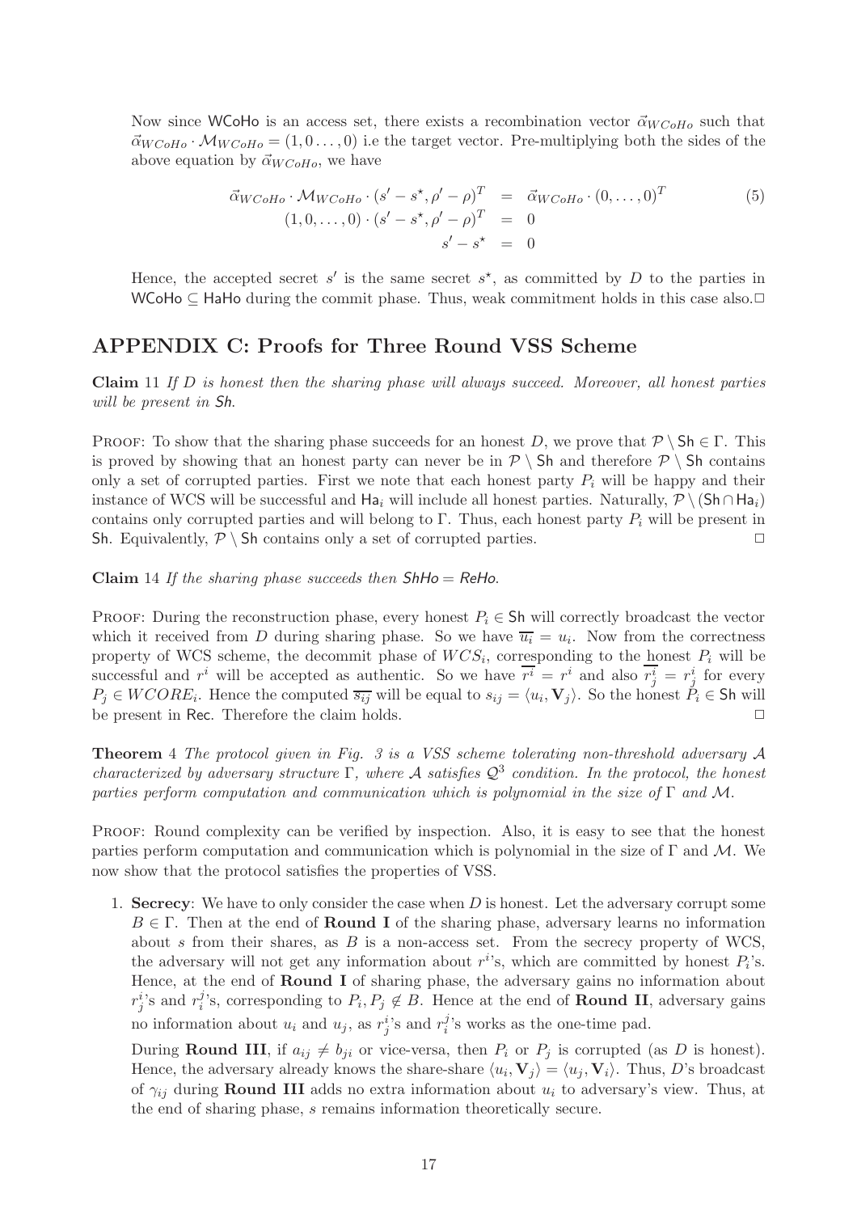Now since WCoHo is an access set, there exists a recombination vector $\vec{\alpha}_{WCoHo}$ such that $\vec{\alpha}_{WCoHo} \cdot \mathcal{M}_{WCoHo} = (1, 0 \ldots, 0)$ i.e the target vector. Pre-multiplying both the sides of the above equation by $\vec{\alpha}_{WCoHo}$, we have

$$
\begin{aligned}
\vec{\alpha}_{WCoHo} \cdot \mathcal{M}_{WCoHo} \cdot (s' - s^\star, \rho' - \rho)^T &= \vec{\alpha}_{WCoHo} \cdot (0, \ldots, 0)^T \\
(1, 0, \ldots, 0) \cdot (s' - s^\star, \rho' - \rho)^T &= 0 \\
s' - s^\star &= 0
\end{aligned} \tag{5}
$$

Hence, the accepted secret $s'$ is the same secret $s^\star$, as committed by $D$ to the parties in $\mathsf{WCoHo} \subseteq \mathsf{HaHo}$ during the commit phase. Thus, weak commitment holds in this case also.□

## APPENDIX C: Proofs for Three Round VSS Scheme

**Claim** 11 *If $D$ is honest then the sharing phase will always succeed. Moreover, all honest parties will be present in* $\mathsf{Sh}$.

PROOF: To show that the sharing phase succeeds for an honest $D$, we prove that $\mathcal{P} \setminus \mathsf{Sh} \in \Gamma$. This is proved by showing that an honest party can never be in $\mathcal{P} \setminus \mathsf{Sh}$ and therefore $\mathcal{P} \setminus \mathsf{Sh}$ contains only a set of corrupted parties. First we note that each honest party $P_i$ will be happy and their instance of WCS will be successful and $\mathsf{Ha}_i$ will include all honest parties. Naturally, $\mathcal{P} \setminus (\mathsf{Sh} \cap \mathsf{Ha}_i)$ contains only corrupted parties and will belong to $\Gamma$. Thus, each honest party $P_i$ will be present in $\mathsf{Sh}$. Equivalently, $\mathcal{P} \setminus \mathsf{Sh}$ contains only a set of corrupted parties. □

**Claim** 14 *If the sharing phase succeeds then* $\mathsf{ShHo} = \mathsf{ReHo}$.

PROOF: During the reconstruction phase, every honest $P_i \in \mathsf{Sh}$ will correctly broadcast the vector which it received from $D$ during sharing phase. So we have $\overline{u_i} = u_i$. Now from the correctness property of WCS scheme, the decommit phase of $WCS_i$, corresponding to the honest $P_i$ will be successful and $r^i$ will be accepted as authentic. So we have $\overline{r^i} = r^i$ and also $\overline{r^i_j} = r^i_j$ for every $P_j \in WCORE_i$. Hence the computed $\overline{s_{ij}}$ will be equal to $s_{ij} = \langle u_i, \mathbf{V}_j \rangle$. So the honest $P_i \in \mathsf{Sh}$ will be present in $\mathsf{Rec}$. Therefore the claim holds. □

**Theorem** 4 *The protocol given in Fig. 3 is a VSS scheme tolerating non-threshold adversary $\mathcal{A}$ characterized by adversary structure $\Gamma$, where $\mathcal{A}$ satisfies $\mathcal{Q}^3$ condition. In the protocol, the honest parties perform computation and communication which is polynomial in the size of $\Gamma$ and $\mathcal{M}$.*

PROOF: Round complexity can be verified by inspection. Also, it is easy to see that the honest parties perform computation and communication which is polynomial in the size of $\Gamma$ and $\mathcal{M}$. We now show that the protocol satisfies the properties of VSS.

1. **Secrecy**: We have to only consider the case when $D$ is honest. Let the adversary corrupt some $B \in \Gamma$. Then at the end of **Round I** of the sharing phase, adversary learns no information about $s$ from their shares, as $B$ is a non-access set. From the secrecy property of WCS, the adversary will not get any information about $r^i$'s, which are committed by honest $P_i$'s. Hence, at the end of **Round I** of sharing phase, the adversary gains no information about $r^i_j$'s and $r^j_i$'s, corresponding to $P_i, P_j \notin B$. Hence at the end of **Round II**, adversary gains no information about $u_i$ and $u_j$, as $r^i_j$'s and $r^j_i$'s works as the one-time pad.

   During **Round III**, if $a_{ij} \neq b_{ji}$ or vice-versa, then $P_i$ or $P_j$ is corrupted (as $D$ is honest). Hence, the adversary already knows the share-share $\langle u_i, \mathbf{V}_j \rangle = \langle u_j, \mathbf{V}_i \rangle$. Thus, $D$'s broadcast of $\gamma_{ij}$ during **Round III** adds no extra information about $u_i$ to adversary's view. Thus, at the end of sharing phase, $s$ remains information theoretically secure.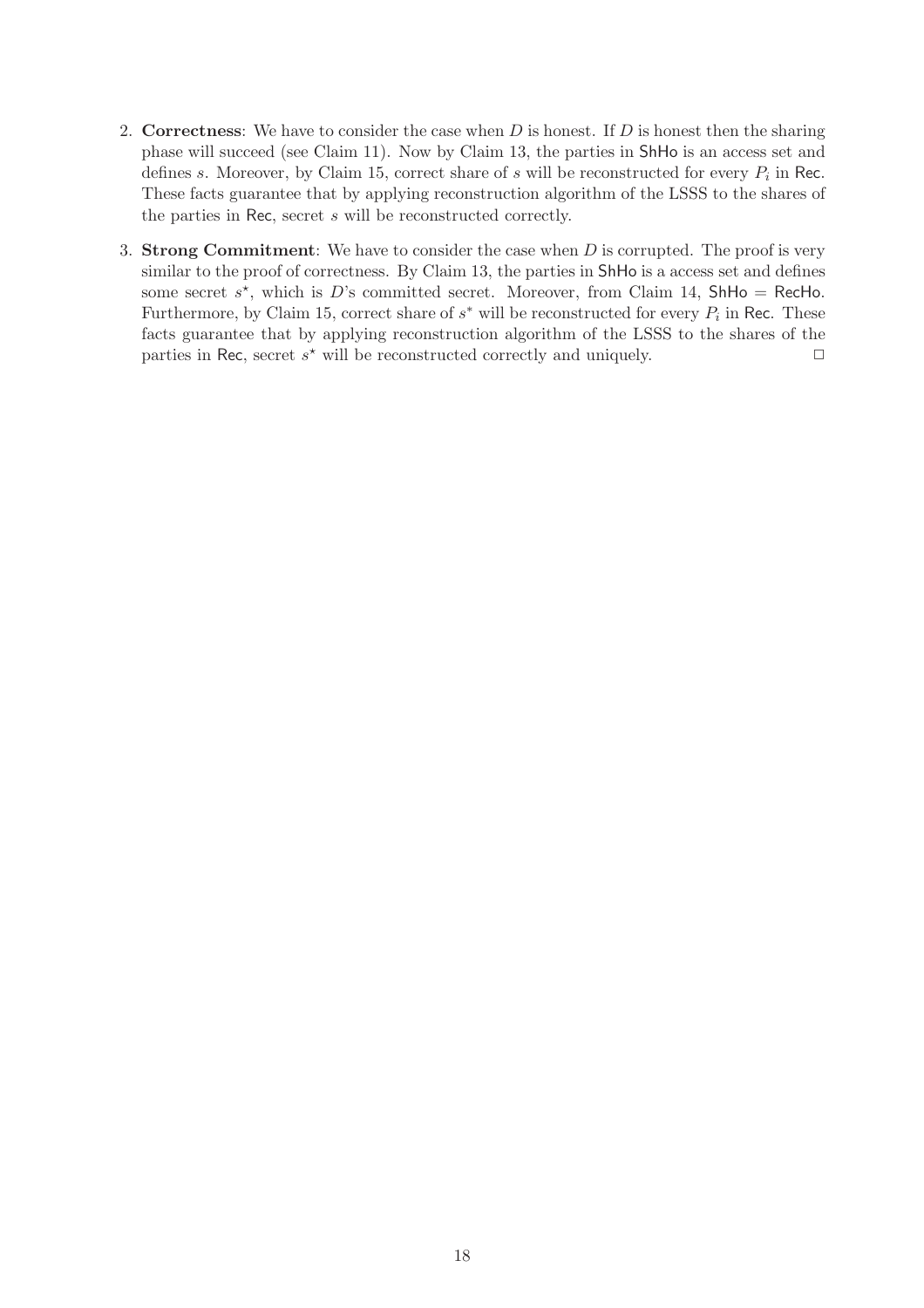2. **Correctness**: We have to consider the case when $D$ is honest. If $D$ is honest then the sharing phase will succeed (see Claim 11). Now by Claim 13, the parties in $\mathsf{ShHo}$ is an access set and defines $s$. Moreover, by Claim 15, correct share of $s$ will be reconstructed for every $P_i$ in $\mathsf{Rec}$. These facts guarantee that by applying reconstruction algorithm of the LSSS to the shares of the parties in $\mathsf{Rec}$, secret $s$ will be reconstructed correctly.

3. **Strong Commitment**: We have to consider the case when $D$ is corrupted. The proof is very similar to the proof of correctness. By Claim 13, the parties in $\mathsf{ShHo}$ is a access set and defines some secret $s^\star$, which is $D$'s committed secret. Moreover, from Claim 14, $\mathsf{ShHo} = \mathsf{RecHo}$. Furthermore, by Claim 15, correct share of $s^*$ will be reconstructed for every $P_i$ in $\mathsf{Rec}$. These facts guarantee that by applying reconstruction algorithm of the LSSS to the shares of the parties in $\mathsf{Rec}$, secret $s^\star$ will be reconstructed correctly and uniquely. □